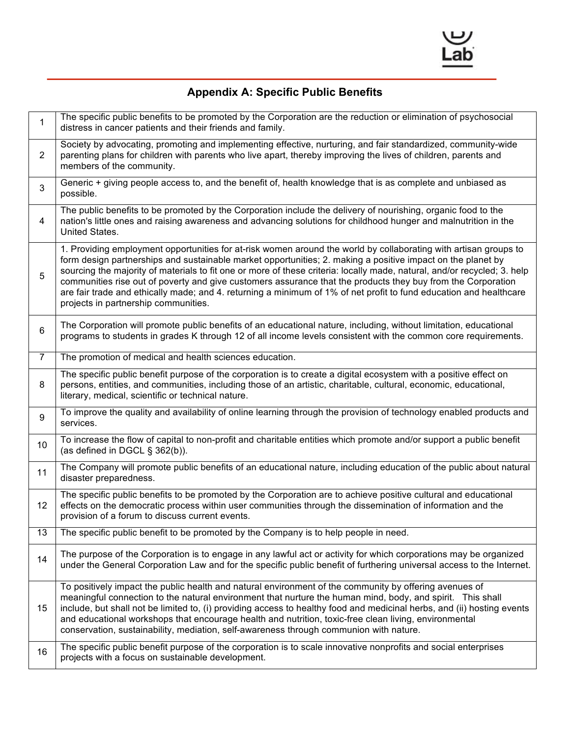## Appendix A: Specific Public Benefits

| | |
|---|---|
| 1 | The specific public benefits to be promoted by the Corporation are the reduction or elimination of psychosocial distress in cancer patients and their friends and family. |
| 2 | Society by advocating, promoting and implementing effective, nurturing, and fair standardized, community-wide parenting plans for children with parents who live apart, thereby improving the lives of children, parents and members of the community. |
| 3 | Generic + giving people access to, and the benefit of, health knowledge that is as complete and unbiased as possible. |
| 4 | The public benefits to be promoted by the Corporation include the delivery of nourishing, organic food to the nation's little ones and raising awareness and advancing solutions for childhood hunger and malnutrition in the United States. |
| 5 | 1. Providing employment opportunities for at-risk women around the world by collaborating with artisan groups to form design partnerships and sustainable market opportunities; 2. making a positive impact on the planet by sourcing the majority of materials to fit one or more of these criteria: locally made, natural, and/or recycled; 3. help communities rise out of poverty and give customers assurance that the products they buy from the Corporation are fair trade and ethically made; and 4. returning a minimum of 1% of net profit to fund education and healthcare projects in partnership communities. |
| 6 | The Corporation will promote public benefits of an educational nature, including, without limitation, educational programs to students in grades K through 12 of all income levels consistent with the common core requirements. |
| 7 | The promotion of medical and health sciences education. |
| 8 | The specific public benefit purpose of the corporation is to create a digital ecosystem with a positive effect on persons, entities, and communities, including those of an artistic, charitable, cultural, economic, educational, literary, medical, scientific or technical nature. |
| 9 | To improve the quality and availability of online learning through the provision of technology enabled products and services. |
| 10 | To increase the flow of capital to non-profit and charitable entities which promote and/or support a public benefit (as defined in DGCL § 362(b)). |
| 11 | The Company will promote public benefits of an educational nature, including education of the public about natural disaster preparedness. |
| 12 | The specific public benefits to be promoted by the Corporation are to achieve positive cultural and educational effects on the democratic process within user communities through the dissemination of information and the provision of a forum to discuss current events. |
| 13 | The specific public benefit to be promoted by the Company is to help people in need. |
| 14 | The purpose of the Corporation is to engage in any lawful act or activity for which corporations may be organized under the General Corporation Law and for the specific public benefit of furthering universal access to the Internet. |
| 15 | To positively impact the public health and natural environment of the community by offering avenues of meaningful connection to the natural environment that nurture the human mind, body, and spirit. This shall include, but shall not be limited to, (i) providing access to healthy food and medicinal herbs, and (ii) hosting events and educational workshops that encourage health and nutrition, toxic-free clean living, environmental conservation, sustainability, mediation, self-awareness through communion with nature. |
| 16 | The specific public benefit purpose of the corporation is to scale innovative nonprofits and social enterprises projects with a focus on sustainable development. |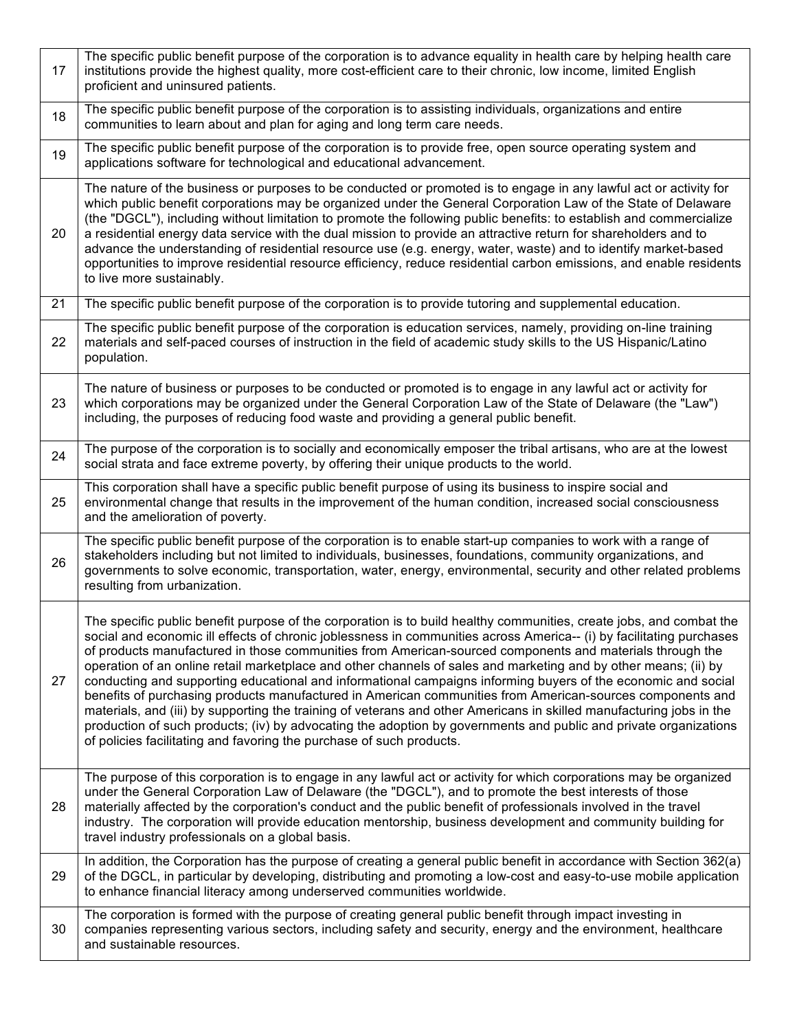| | |
|---|---|
| 17 | The specific public benefit purpose of the corporation is to advance equality in health care by helping health care institutions provide the highest quality, more cost-efficient care to their chronic, low income, limited English proficient and uninsured patients. |
| 18 | The specific public benefit purpose of the corporation is to assisting individuals, organizations and entire communities to learn about and plan for aging and long term care needs. |
| 19 | The specific public benefit purpose of the corporation is to provide free, open source operating system and applications software for technological and educational advancement. |
| 20 | The nature of the business or purposes to be conducted or promoted is to engage in any lawful act or activity for which public benefit corporations may be organized under the General Corporation Law of the State of Delaware (the "DGCL"), including without limitation to promote the following public benefits: to establish and commercialize a residential energy data service with the dual mission to provide an attractive return for shareholders and to advance the understanding of residential resource use (e.g. energy, water, waste) and to identify market-based opportunities to improve residential resource efficiency, reduce residential carbon emissions, and enable residents to live more sustainably. |
| 21 | The specific public benefit purpose of the corporation is to provide tutoring and supplemental education. |
| 22 | The specific public benefit purpose of the corporation is education services, namely, providing on-line training materials and self-paced courses of instruction in the field of academic study skills to the US Hispanic/Latino population. |
| 23 | The nature of business or purposes to be conducted or promoted is to engage in any lawful act or activity for which corporations may be organized under the General Corporation Law of the State of Delaware (the "Law") including, the purposes of reducing food waste and providing a general public benefit. |
| 24 | The purpose of the corporation is to socially and economically emposer the tribal artisans, who are at the lowest social strata and face extreme poverty, by offering their unique products to the world. |
| 25 | This corporation shall have a specific public benefit purpose of using its business to inspire social and environmental change that results in the improvement of the human condition, increased social consciousness and the amelioration of poverty. |
| 26 | The specific public benefit purpose of the corporation is to enable start-up companies to work with a range of stakeholders including but not limited to individuals, businesses, foundations, community organizations, and governments to solve economic, transportation, water, energy, environmental, security and other related problems resulting from urbanization. |
| 27 | The specific public benefit purpose of the corporation is to build healthy communities, create jobs, and combat the social and economic ill effects of chronic joblessness in communities across America-- (i) by facilitating purchases of products manufactured in those communities from American-sourced components and materials through the operation of an online retail marketplace and other channels of sales and marketing and by other means; (ii) by conducting and supporting educational and informational campaigns informing buyers of the economic and social benefits of purchasing products manufactured in American communities from American-sources components and materials, and (iii) by supporting the training of veterans and other Americans in skilled manufacturing jobs in the production of such products; (iv) by advocating the adoption by governments and public and private organizations of policies facilitating and favoring the purchase of such products. |
| 28 | The purpose of this corporation is to engage in any lawful act or activity for which corporations may be organized under the General Corporation Law of Delaware (the "DGCL"), and to promote the best interests of those materially affected by the corporation's conduct and the public benefit of professionals involved in the travel industry. The corporation will provide education mentorship, business development and community building for travel industry professionals on a global basis. |
| 29 | In addition, the Corporation has the purpose of creating a general public benefit in accordance with Section 362(a) of the DGCL, in particular by developing, distributing and promoting a low-cost and easy-to-use mobile application to enhance financial literacy among underserved communities worldwide. |
| 30 | The corporation is formed with the purpose of creating general public benefit through impact investing in companies representing various sectors, including safety and security, energy and the environment, healthcare and sustainable resources. |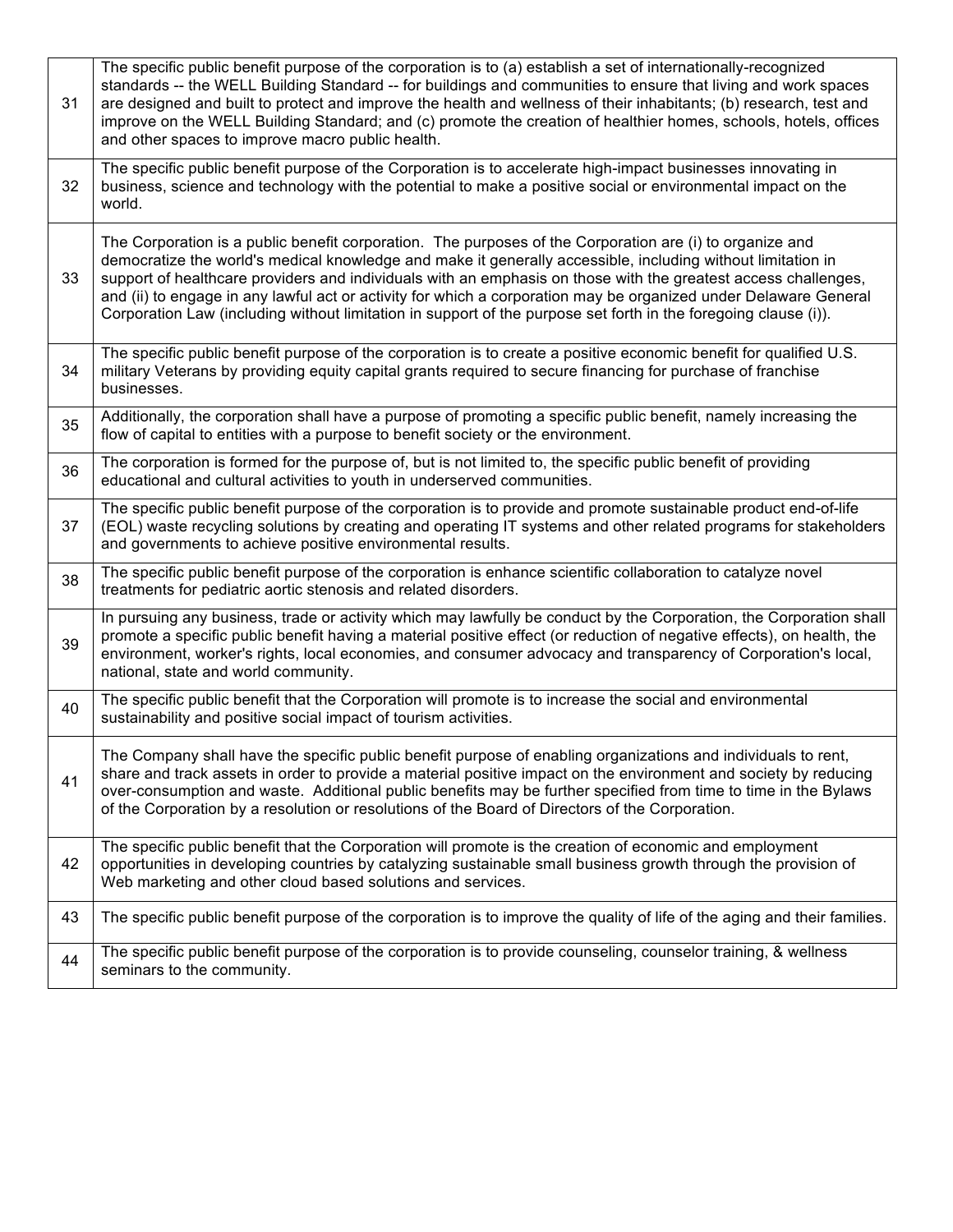| | |
|---|---|
| 31 | The specific public benefit purpose of the corporation is to (a) establish a set of internationally-recognized standards -- the WELL Building Standard -- for buildings and communities to ensure that living and work spaces are designed and built to protect and improve the health and wellness of their inhabitants; (b) research, test and improve on the WELL Building Standard; and (c) promote the creation of healthier homes, schools, hotels, offices and other spaces to improve macro public health. |
| 32 | The specific public benefit purpose of the Corporation is to accelerate high-impact businesses innovating in business, science and technology with the potential to make a positive social or environmental impact on the world. |
| 33 | The Corporation is a public benefit corporation. The purposes of the Corporation are (i) to organize and democratize the world's medical knowledge and make it generally accessible, including without limitation in support of healthcare providers and individuals with an emphasis on those with the greatest access challenges, and (ii) to engage in any lawful act or activity for which a corporation may be organized under Delaware General Corporation Law (including without limitation in support of the purpose set forth in the foregoing clause (i)). |
| 34 | The specific public benefit purpose of the corporation is to create a positive economic benefit for qualified U.S. military Veterans by providing equity capital grants required to secure financing for purchase of franchise businesses. |
| 35 | Additionally, the corporation shall have a purpose of promoting a specific public benefit, namely increasing the flow of capital to entities with a purpose to benefit society or the environment. |
| 36 | The corporation is formed for the purpose of, but is not limited to, the specific public benefit of providing educational and cultural activities to youth in underserved communities. |
| 37 | The specific public benefit purpose of the corporation is to provide and promote sustainable product end-of-life (EOL) waste recycling solutions by creating and operating IT systems and other related programs for stakeholders and governments to achieve positive environmental results. |
| 38 | The specific public benefit purpose of the corporation is enhance scientific collaboration to catalyze novel treatments for pediatric aortic stenosis and related disorders. |
| 39 | In pursuing any business, trade or activity which may lawfully be conduct by the Corporation, the Corporation shall promote a specific public benefit having a material positive effect (or reduction of negative effects), on health, the environment, worker's rights, local economies, and consumer advocacy and transparency of Corporation's local, national, state and world community. |
| 40 | The specific public benefit that the Corporation will promote is to increase the social and environmental sustainability and positive social impact of tourism activities. |
| 41 | The Company shall have the specific public benefit purpose of enabling organizations and individuals to rent, share and track assets in order to provide a material positive impact on the environment and society by reducing over-consumption and waste. Additional public benefits may be further specified from time to time in the Bylaws of the Corporation by a resolution or resolutions of the Board of Directors of the Corporation. |
| 42 | The specific public benefit that the Corporation will promote is the creation of economic and employment opportunities in developing countries by catalyzing sustainable small business growth through the provision of Web marketing and other cloud based solutions and services. |
| 43 | The specific public benefit purpose of the corporation is to improve the quality of life of the aging and their families. |
| 44 | The specific public benefit purpose of the corporation is to provide counseling, counselor training, & wellness seminars to the community. |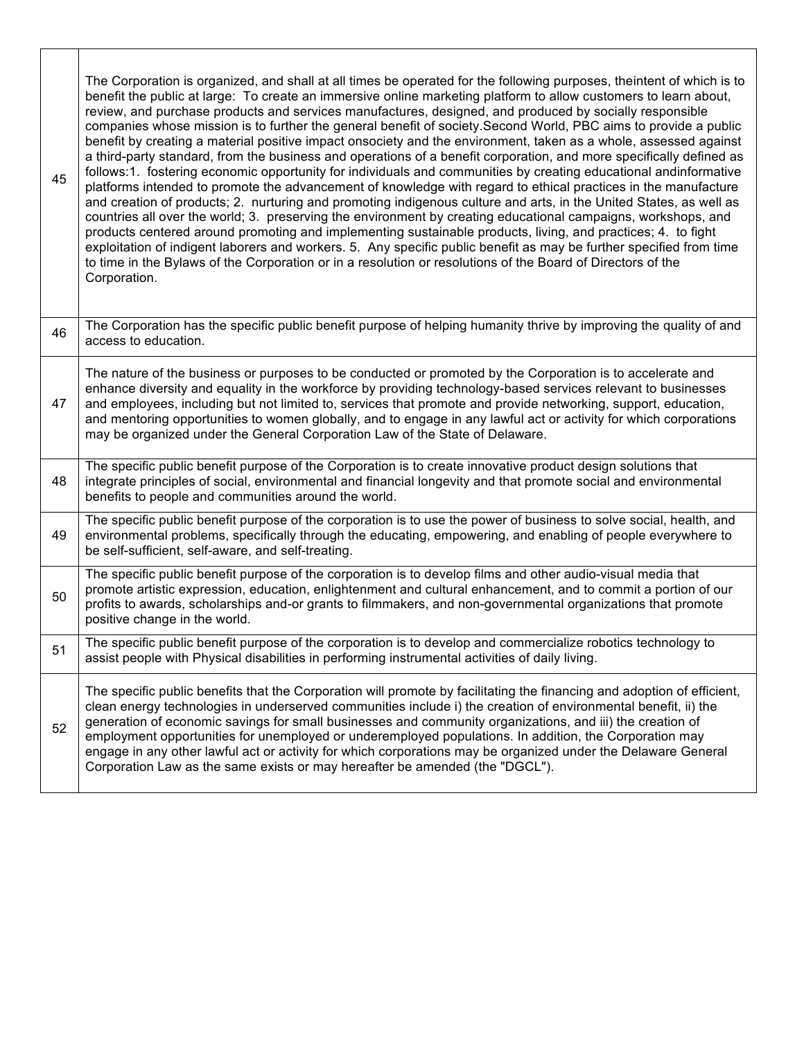| | |
|---|---|
| 45 | The Corporation is organized, and shall at all times be operated for the following purposes, theintent of which is to benefit the public at large: To create an immersive online marketing platform to allow customers to learn about, review, and purchase products and services manufactures, designed, and produced by socially responsible companies whose mission is to further the general benefit of society.Second World, PBC aims to provide a public benefit by creating a material positive impact onsociety and the environment, taken as a whole, assessed against a third-party standard, from the business and operations of a benefit corporation, and more specifically defined as follows:1. fostering economic opportunity for individuals and communities by creating educational andinformative platforms intended to promote the advancement of knowledge with regard to ethical practices in the manufacture and creation of products; 2. nurturing and promoting indigenous culture and arts, in the United States, as well as countries all over the world; 3. preserving the environment by creating educational campaigns, workshops, and products centered around promoting and implementing sustainable products, living, and practices; 4. to fight exploitation of indigent laborers and workers. 5. Any specific public benefit as may be further specified from time to time in the Bylaws of the Corporation or in a resolution or resolutions of the Board of Directors of the Corporation. |
| 46 | The Corporation has the specific public benefit purpose of helping humanity thrive by improving the quality of and access to education. |
| 47 | The nature of the business or purposes to be conducted or promoted by the Corporation is to accelerate and enhance diversity and equality in the workforce by providing technology-based services relevant to businesses and employees, including but not limited to, services that promote and provide networking, support, education, and mentoring opportunities to women globally, and to engage in any lawful act or activity for which corporations may be organized under the General Corporation Law of the State of Delaware. |
| 48 | The specific public benefit purpose of the Corporation is to create innovative product design solutions that integrate principles of social, environmental and financial longevity and that promote social and environmental benefits to people and communities around the world. |
| 49 | The specific public benefit purpose of the corporation is to use the power of business to solve social, health, and environmental problems, specifically through the educating, empowering, and enabling of people everywhere to be self-sufficient, self-aware, and self-treating. |
| 50 | The specific public benefit purpose of the corporation is to develop films and other audio-visual media that promote artistic expression, education, enlightenment and cultural enhancement, and to commit a portion of our profits to awards, scholarships and-or grants to filmmakers, and non-governmental organizations that promote positive change in the world. |
| 51 | The specific public benefit purpose of the corporation is to develop and commercialize robotics technology to assist people with Physical disabilities in performing instrumental activities of daily living. |
| 52 | The specific public benefits that the Corporation will promote by facilitating the financing and adoption of efficient, clean energy technologies in underserved communities include i) the creation of environmental benefit, ii) the generation of economic savings for small businesses and community organizations, and iii) the creation of employment opportunities for unemployed or underemployed populations. In addition, the Corporation may engage in any other lawful act or activity for which corporations may be organized under the Delaware General Corporation Law as the same exists or may hereafter be amended (the "DGCL"). |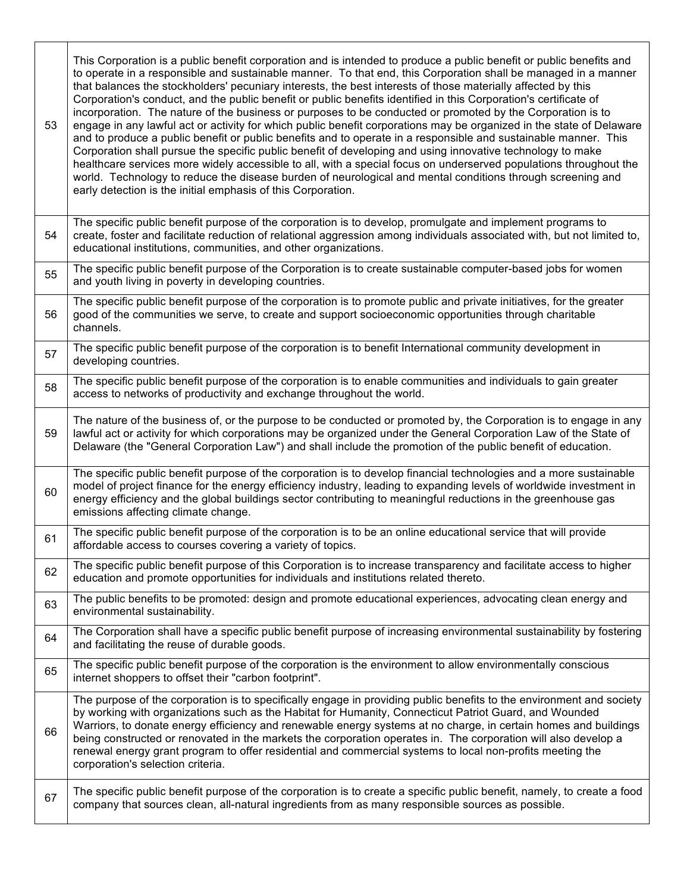| | |
|---|---|
| 53 | This Corporation is a public benefit corporation and is intended to produce a public benefit or public benefits and to operate in a responsible and sustainable manner. To that end, this Corporation shall be managed in a manner that balances the stockholders' pecuniary interests, the best interests of those materially affected by this Corporation's conduct, and the public benefit or public benefits identified in this Corporation's certificate of incorporation. The nature of the business or purposes to be conducted or promoted by the Corporation is to engage in any lawful act or activity for which public benefit corporations may be organized in the state of Delaware and to produce a public benefit or public benefits and to operate in a responsible and sustainable manner. This Corporation shall pursue the specific public benefit of developing and using innovative technology to make healthcare services more widely accessible to all, with a special focus on underserved populations throughout the world. Technology to reduce the disease burden of neurological and mental conditions through screening and early detection is the initial emphasis of this Corporation. |
| 54 | The specific public benefit purpose of the corporation is to develop, promulgate and implement programs to create, foster and facilitate reduction of relational aggression among individuals associated with, but not limited to, educational institutions, communities, and other organizations. |
| 55 | The specific public benefit purpose of the Corporation is to create sustainable computer-based jobs for women and youth living in poverty in developing countries. |
| 56 | The specific public benefit purpose of the corporation is to promote public and private initiatives, for the greater good of the communities we serve, to create and support socioeconomic opportunities through charitable channels. |
| 57 | The specific public benefit purpose of the corporation is to benefit International community development in developing countries. |
| 58 | The specific public benefit purpose of the corporation is to enable communities and individuals to gain greater access to networks of productivity and exchange throughout the world. |
| 59 | The nature of the business of, or the purpose to be conducted or promoted by, the Corporation is to engage in any lawful act or activity for which corporations may be organized under the General Corporation Law of the State of Delaware (the "General Corporation Law") and shall include the promotion of the public benefit of education. |
| 60 | The specific public benefit purpose of the corporation is to develop financial technologies and a more sustainable model of project finance for the energy efficiency industry, leading to expanding levels of worldwide investment in energy efficiency and the global buildings sector contributing to meaningful reductions in the greenhouse gas emissions affecting climate change. |
| 61 | The specific public benefit purpose of the corporation is to be an online educational service that will provide affordable access to courses covering a variety of topics. |
| 62 | The specific public benefit purpose of this Corporation is to increase transparency and facilitate access to higher education and promote opportunities for individuals and institutions related thereto. |
| 63 | The public benefits to be promoted: design and promote educational experiences, advocating clean energy and environmental sustainability. |
| 64 | The Corporation shall have a specific public benefit purpose of increasing environmental sustainability by fostering and facilitating the reuse of durable goods. |
| 65 | The specific public benefit purpose of the corporation is the environment to allow environmentally conscious internet shoppers to offset their "carbon footprint". |
| 66 | The purpose of the corporation is to specifically engage in providing public benefits to the environment and society by working with organizations such as the Habitat for Humanity, Connecticut Patriot Guard, and Wounded Warriors, to donate energy efficiency and renewable energy systems at no charge, in certain homes and buildings being constructed or renovated in the markets the corporation operates in. The corporation will also develop a renewal energy grant program to offer residential and commercial systems to local non-profits meeting the corporation's selection criteria. |
| 67 | The specific public benefit purpose of the corporation is to create a specific public benefit, namely, to create a food company that sources clean, all-natural ingredients from as many responsible sources as possible. |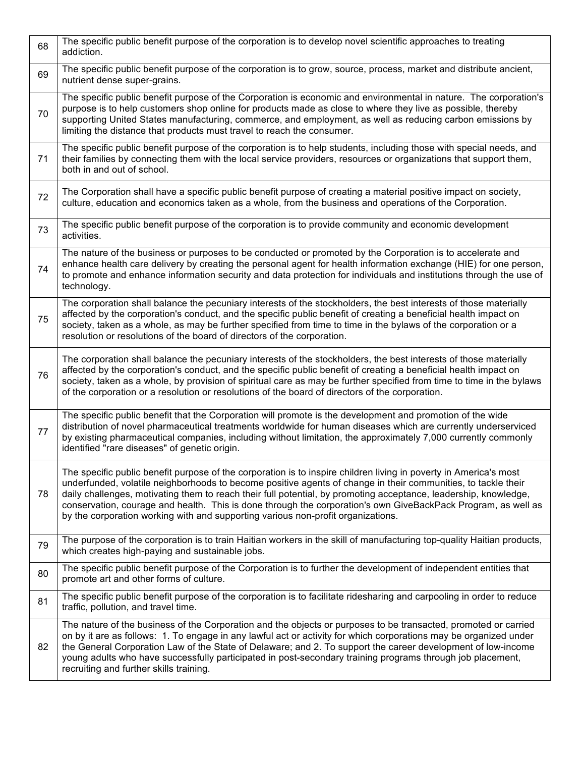| | |
|---|---|
| 68 | The specific public benefit purpose of the corporation is to develop novel scientific approaches to treating addiction. |
| 69 | The specific public benefit purpose of the corporation is to grow, source, process, market and distribute ancient, nutrient dense super-grains. |
| 70 | The specific public benefit purpose of the Corporation is economic and environmental in nature. The corporation's purpose is to help customers shop online for products made as close to where they live as possible, thereby supporting United States manufacturing, commerce, and employment, as well as reducing carbon emissions by limiting the distance that products must travel to reach the consumer. |
| 71 | The specific public benefit purpose of the corporation is to help students, including those with special needs, and their families by connecting them with the local service providers, resources or organizations that support them, both in and out of school. |
| 72 | The Corporation shall have a specific public benefit purpose of creating a material positive impact on society, culture, education and economics taken as a whole, from the business and operations of the Corporation. |
| 73 | The specific public benefit purpose of the corporation is to provide community and economic development activities. |
| 74 | The nature of the business or purposes to be conducted or promoted by the Corporation is to accelerate and enhance health care delivery by creating the personal agent for health information exchange (HIE) for one person, to promote and enhance information security and data protection for individuals and institutions through the use of technology. |
| 75 | The corporation shall balance the pecuniary interests of the stockholders, the best interests of those materially affected by the corporation's conduct, and the specific public benefit of creating a beneficial health impact on society, taken as a whole, as may be further specified from time to time in the bylaws of the corporation or a resolution or resolutions of the board of directors of the corporation. |
| 76 | The corporation shall balance the pecuniary interests of the stockholders, the best interests of those materially affected by the corporation's conduct, and the specific public benefit of creating a beneficial health impact on society, taken as a whole, by provision of spiritual care as may be further specified from time to time in the bylaws of the corporation or a resolution or resolutions of the board of directors of the corporation. |
| 77 | The specific public benefit that the Corporation will promote is the development and promotion of the wide distribution of novel pharmaceutical treatments worldwide for human diseases which are currently underserviced by existing pharmaceutical companies, including without limitation, the approximately 7,000 currently commonly identified "rare diseases" of genetic origin. |
| 78 | The specific public benefit purpose of the corporation is to inspire children living in poverty in America's most underfunded, volatile neighborhoods to become positive agents of change in their communities, to tackle their daily challenges, motivating them to reach their full potential, by promoting acceptance, leadership, knowledge, conservation, courage and health. This is done through the corporation's own GiveBackPack Program, as well as by the corporation working with and supporting various non-profit organizations. |
| 79 | The purpose of the corporation is to train Haitian workers in the skill of manufacturing top-quality Haitian products, which creates high-paying and sustainable jobs. |
| 80 | The specific public benefit purpose of the Corporation is to further the development of independent entities that promote art and other forms of culture. |
| 81 | The specific public benefit purpose of the corporation is to facilitate ridesharing and carpooling in order to reduce traffic, pollution, and travel time. |
| 82 | The nature of the business of the Corporation and the objects or purposes to be transacted, promoted or carried on by it are as follows: 1. To engage in any lawful act or activity for which corporations may be organized under the General Corporation Law of the State of Delaware; and 2. To support the career development of low-income young adults who have successfully participated in post-secondary training programs through job placement, recruiting and further skills training. |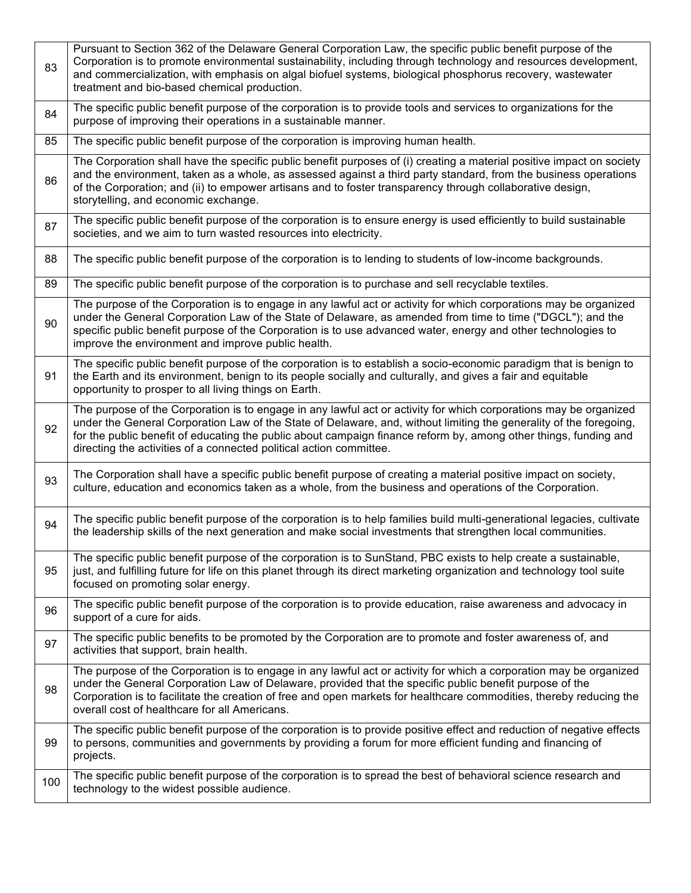| | |
|---|---|
| 83 | Pursuant to Section 362 of the Delaware General Corporation Law, the specific public benefit purpose of the Corporation is to promote environmental sustainability, including through technology and resources development, and commercialization, with emphasis on algal biofuel systems, biological phosphorus recovery, wastewater treatment and bio-based chemical production. |
| 84 | The specific public benefit purpose of the corporation is to provide tools and services to organizations for the purpose of improving their operations in a sustainable manner. |
| 85 | The specific public benefit purpose of the corporation is improving human health. |
| 86 | The Corporation shall have the specific public benefit purposes of (i) creating a material positive impact on society and the environment, taken as a whole, as assessed against a third party standard, from the business operations of the Corporation; and (ii) to empower artisans and to foster transparency through collaborative design, storytelling, and economic exchange. |
| 87 | The specific public benefit purpose of the corporation is to ensure energy is used efficiently to build sustainable societies, and we aim to turn wasted resources into electricity. |
| 88 | The specific public benefit purpose of the corporation is to lending to students of low-income backgrounds. |
| 89 | The specific public benefit purpose of the corporation is to purchase and sell recyclable textiles. |
| 90 | The purpose of the Corporation is to engage in any lawful act or activity for which corporations may be organized under the General Corporation Law of the State of Delaware, as amended from time to time ("DGCL"); and the specific public benefit purpose of the Corporation is to use advanced water, energy and other technologies to improve the environment and improve public health. |
| 91 | The specific public benefit purpose of the corporation is to establish a socio-economic paradigm that is benign to the Earth and its environment, benign to its people socially and culturally, and gives a fair and equitable opportunity to prosper to all living things on Earth. |
| 92 | The purpose of the Corporation is to engage in any lawful act or activity for which corporations may be organized under the General Corporation Law of the State of Delaware, and, without limiting the generality of the foregoing, for the public benefit of educating the public about campaign finance reform by, among other things, funding and directing the activities of a connected political action committee. |
| 93 | The Corporation shall have a specific public benefit purpose of creating a material positive impact on society, culture, education and economics taken as a whole, from the business and operations of the Corporation. |
| 94 | The specific public benefit purpose of the corporation is to help families build multi-generational legacies, cultivate the leadership skills of the next generation and make social investments that strengthen local communities. |
| 95 | The specific public benefit purpose of the corporation is to SunStand, PBC exists to help create a sustainable, just, and fulfilling future for life on this planet through its direct marketing organization and technology tool suite focused on promoting solar energy. |
| 96 | The specific public benefit purpose of the corporation is to provide education, raise awareness and advocacy in support of a cure for aids. |
| 97 | The specific public benefits to be promoted by the Corporation are to promote and foster awareness of, and activities that support, brain health. |
| 98 | The purpose of the Corporation is to engage in any lawful act or activity for which a corporation may be organized under the General Corporation Law of Delaware, provided that the specific public benefit purpose of the Corporation is to facilitate the creation of free and open markets for healthcare commodities, thereby reducing the overall cost of healthcare for all Americans. |
| 99 | The specific public benefit purpose of the corporation is to provide positive effect and reduction of negative effects to persons, communities and governments by providing a forum for more efficient funding and financing of projects. |
| 100 | The specific public benefit purpose of the corporation is to spread the best of behavioral science research and technology to the widest possible audience. |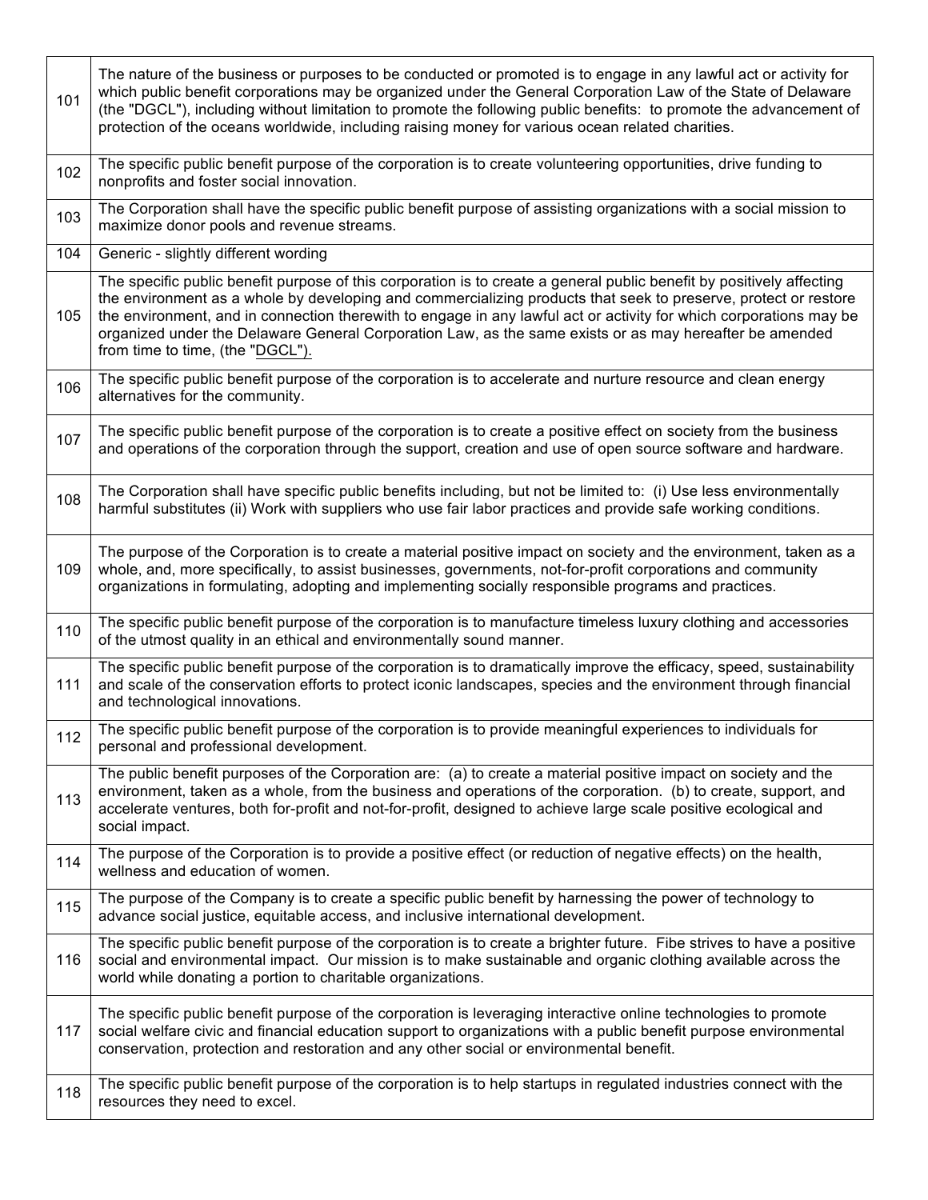| | |
|---|---|
| 101 | The nature of the business or purposes to be conducted or promoted is to engage in any lawful act or activity for which public benefit corporations may be organized under the General Corporation Law of the State of Delaware (the "DGCL"), including without limitation to promote the following public benefits: to promote the advancement of protection of the oceans worldwide, including raising money for various ocean related charities. |
| 102 | The specific public benefit purpose of the corporation is to create volunteering opportunities, drive funding to nonprofits and foster social innovation. |
| 103 | The Corporation shall have the specific public benefit purpose of assisting organizations with a social mission to maximize donor pools and revenue streams. |
| 104 | Generic - slightly different wording |
| 105 | The specific public benefit purpose of this corporation is to create a general public benefit by positively affecting the environment as a whole by developing and commercializing products that seek to preserve, protect or restore the environment, and in connection therewith to engage in any lawful act or activity for which corporations may be organized under the Delaware General Corporation Law, as the same exists or as may hereafter be amended from time to time, (the "DGCL"). |
| 106 | The specific public benefit purpose of the corporation is to accelerate and nurture resource and clean energy alternatives for the community. |
| 107 | The specific public benefit purpose of the corporation is to create a positive effect on society from the business and operations of the corporation through the support, creation and use of open source software and hardware. |
| 108 | The Corporation shall have specific public benefits including, but not be limited to: (i) Use less environmentally harmful substitutes (ii) Work with suppliers who use fair labor practices and provide safe working conditions. |
| 109 | The purpose of the Corporation is to create a material positive impact on society and the environment, taken as a whole, and, more specifically, to assist businesses, governments, not-for-profit corporations and community organizations in formulating, adopting and implementing socially responsible programs and practices. |
| 110 | The specific public benefit purpose of the corporation is to manufacture timeless luxury clothing and accessories of the utmost quality in an ethical and environmentally sound manner. |
| 111 | The specific public benefit purpose of the corporation is to dramatically improve the efficacy, speed, sustainability and scale of the conservation efforts to protect iconic landscapes, species and the environment through financial and technological innovations. |
| 112 | The specific public benefit purpose of the corporation is to provide meaningful experiences to individuals for personal and professional development. |
| 113 | The public benefit purposes of the Corporation are: (a) to create a material positive impact on society and the environment, taken as a whole, from the business and operations of the corporation. (b) to create, support, and accelerate ventures, both for-profit and not-for-profit, designed to achieve large scale positive ecological and social impact. |
| 114 | The purpose of the Corporation is to provide a positive effect (or reduction of negative effects) on the health, wellness and education of women. |
| 115 | The purpose of the Company is to create a specific public benefit by harnessing the power of technology to advance social justice, equitable access, and inclusive international development. |
| 116 | The specific public benefit purpose of the corporation is to create a brighter future. Fibe strives to have a positive social and environmental impact. Our mission is to make sustainable and organic clothing available across the world while donating a portion to charitable organizations. |
| 117 | The specific public benefit purpose of the corporation is leveraging interactive online technologies to promote social welfare civic and financial education support to organizations with a public benefit purpose environmental conservation, protection and restoration and any other social or environmental benefit. |
| 118 | The specific public benefit purpose of the corporation is to help startups in regulated industries connect with the resources they need to excel. |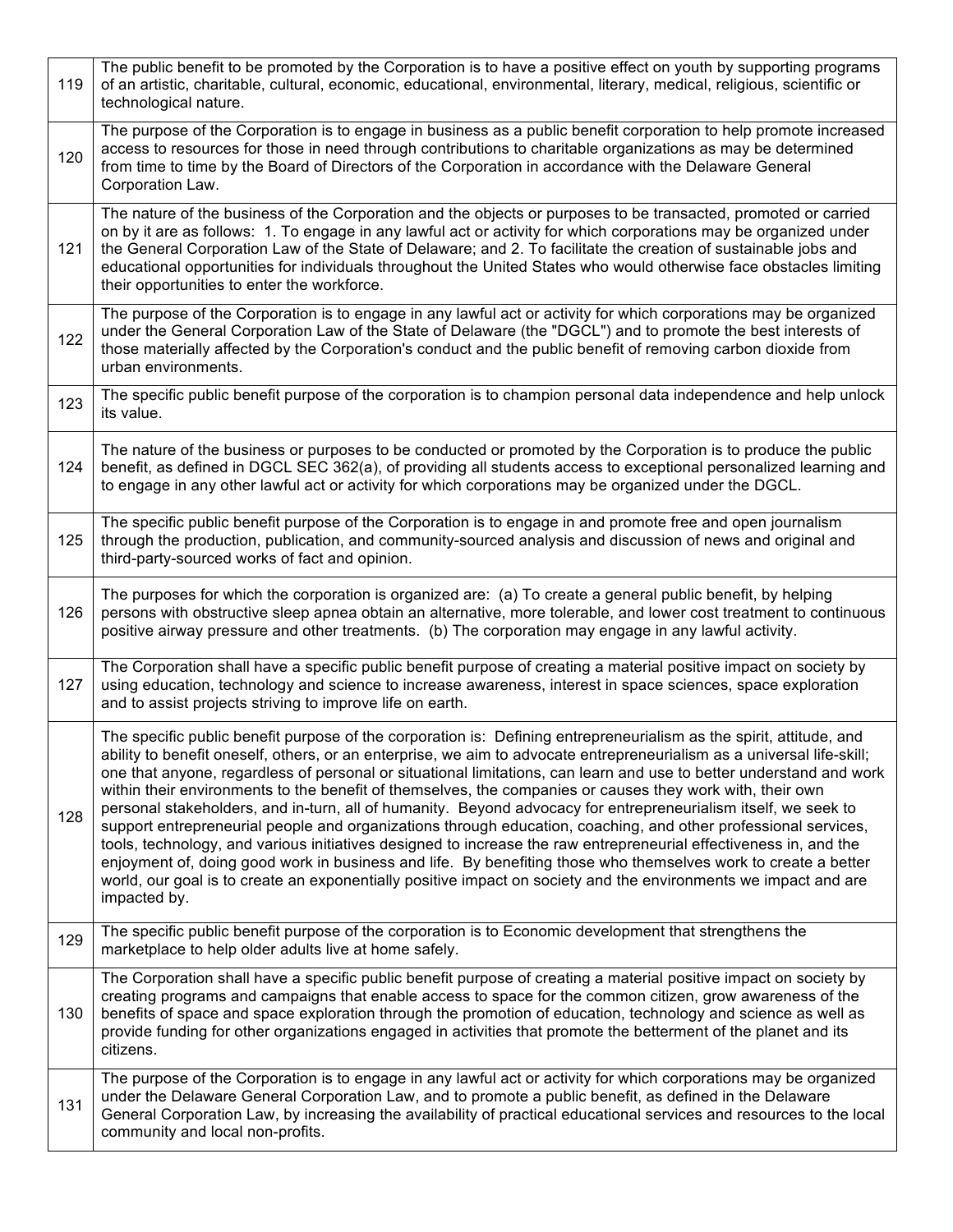| | |
|---|---|
| 119 | The public benefit to be promoted by the Corporation is to have a positive effect on youth by supporting programs of an artistic, charitable, cultural, economic, educational, environmental, literary, medical, religious, scientific or technological nature. |
| 120 | The purpose of the Corporation is to engage in business as a public benefit corporation to help promote increased access to resources for those in need through contributions to charitable organizations as may be determined from time to time by the Board of Directors of the Corporation in accordance with the Delaware General Corporation Law. |
| 121 | The nature of the business of the Corporation and the objects or purposes to be transacted, promoted or carried on by it are as follows: 1. To engage in any lawful act or activity for which corporations may be organized under the General Corporation Law of the State of Delaware; and 2. To facilitate the creation of sustainable jobs and educational opportunities for individuals throughout the United States who would otherwise face obstacles limiting their opportunities to enter the workforce. |
| 122 | The purpose of the Corporation is to engage in any lawful act or activity for which corporations may be organized under the General Corporation Law of the State of Delaware (the "DGCL") and to promote the best interests of those materially affected by the Corporation's conduct and the public benefit of removing carbon dioxide from urban environments. |
| 123 | The specific public benefit purpose of the corporation is to champion personal data independence and help unlock its value. |
| 124 | The nature of the business or purposes to be conducted or promoted by the Corporation is to produce the public benefit, as defined in DGCL SEC 362(a), of providing all students access to exceptional personalized learning and to engage in any other lawful act or activity for which corporations may be organized under the DGCL. |
| 125 | The specific public benefit purpose of the Corporation is to engage in and promote free and open journalism through the production, publication, and community-sourced analysis and discussion of news and original and third-party-sourced works of fact and opinion. |
| 126 | The purposes for which the corporation is organized are: (a) To create a general public benefit, by helping persons with obstructive sleep apnea obtain an alternative, more tolerable, and lower cost treatment to continuous positive airway pressure and other treatments. (b) The corporation may engage in any lawful activity. |
| 127 | The Corporation shall have a specific public benefit purpose of creating a material positive impact on society by using education, technology and science to increase awareness, interest in space sciences, space exploration and to assist projects striving to improve life on earth. |
| 128 | The specific public benefit purpose of the corporation is: Defining entrepreneurialism as the spirit, attitude, and ability to benefit oneself, others, or an enterprise, we aim to advocate entrepreneurialism as a universal life-skill; one that anyone, regardless of personal or situational limitations, can learn and use to better understand and work within their environments to the benefit of themselves, the companies or causes they work with, their own personal stakeholders, and in-turn, all of humanity. Beyond advocacy for entrepreneurialism itself, we seek to support entrepreneurial people and organizations through education, coaching, and other professional services, tools, technology, and various initiatives designed to increase the raw entrepreneurial effectiveness in, and the enjoyment of, doing good work in business and life. By benefiting those who themselves work to create a better world, our goal is to create an exponentially positive impact on society and the environments we impact and are impacted by. |
| 129 | The specific public benefit purpose of the corporation is to Economic development that strengthens the marketplace to help older adults live at home safely. |
| 130 | The Corporation shall have a specific public benefit purpose of creating a material positive impact on society by creating programs and campaigns that enable access to space for the common citizen, grow awareness of the benefits of space and space exploration through the promotion of education, technology and science as well as provide funding for other organizations engaged in activities that promote the betterment of the planet and its citizens. |
| 131 | The purpose of the Corporation is to engage in any lawful act or activity for which corporations may be organized under the Delaware General Corporation Law, and to promote a public benefit, as defined in the Delaware General Corporation Law, by increasing the availability of practical educational services and resources to the local community and local non-profits. |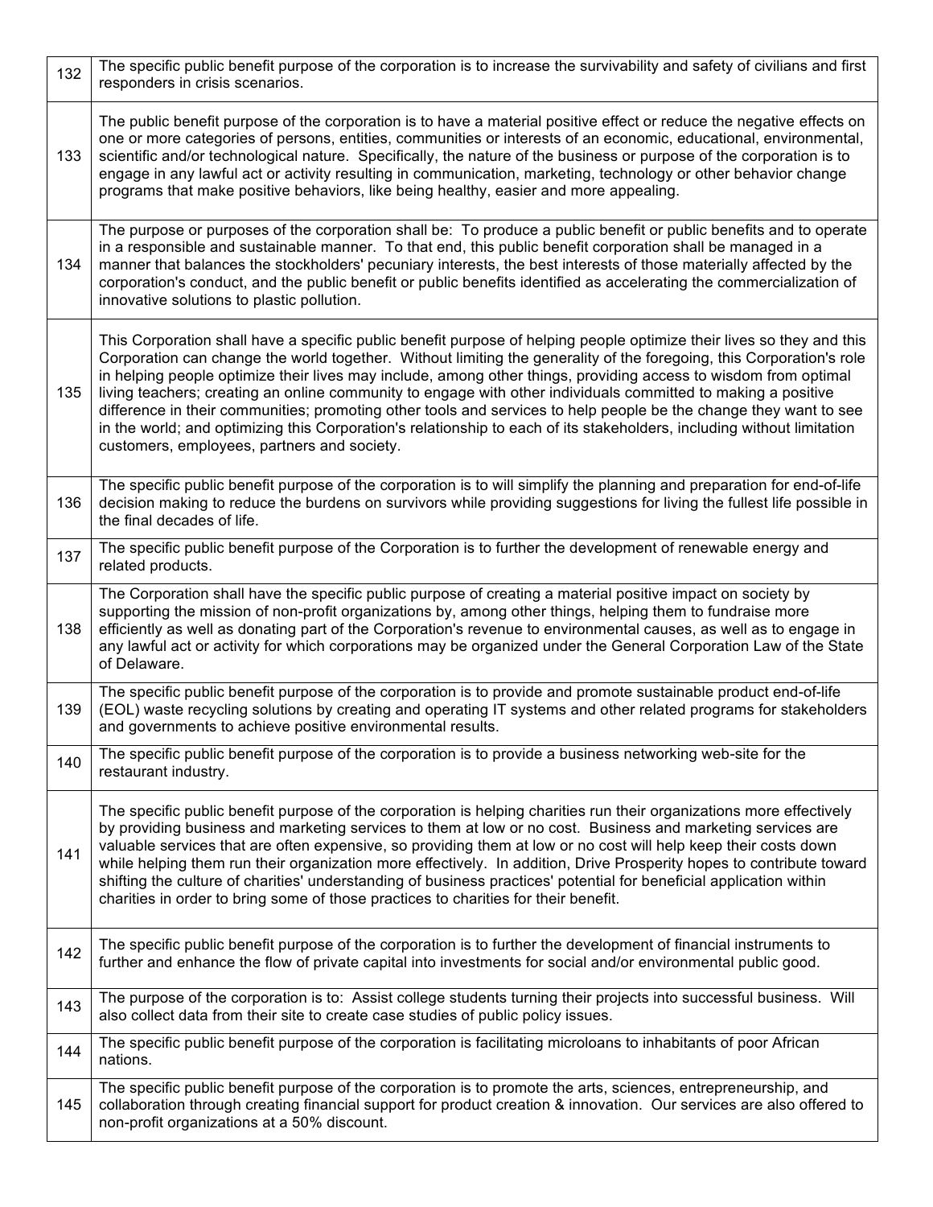| | |
|---|---|
| 132 | The specific public benefit purpose of the corporation is to increase the survivability and safety of civilians and first responders in crisis scenarios. |
| 133 | The public benefit purpose of the corporation is to have a material positive effect or reduce the negative effects on one or more categories of persons, entities, communities or interests of an economic, educational, environmental, scientific and/or technological nature. Specifically, the nature of the business or purpose of the corporation is to engage in any lawful act or activity resulting in communication, marketing, technology or other behavior change programs that make positive behaviors, like being healthy, easier and more appealing. |
| 134 | The purpose or purposes of the corporation shall be: To produce a public benefit or public benefits and to operate in a responsible and sustainable manner. To that end, this public benefit corporation shall be managed in a manner that balances the stockholders' pecuniary interests, the best interests of those materially affected by the corporation's conduct, and the public benefit or public benefits identified as accelerating the commercialization of innovative solutions to plastic pollution. |
| 135 | This Corporation shall have a specific public benefit purpose of helping people optimize their lives so they and this Corporation can change the world together. Without limiting the generality of the foregoing, this Corporation's role in helping people optimize their lives may include, among other things, providing access to wisdom from optimal living teachers; creating an online community to engage with other individuals committed to making a positive difference in their communities; promoting other tools and services to help people be the change they want to see in the world; and optimizing this Corporation's relationship to each of its stakeholders, including without limitation customers, employees, partners and society. |
| 136 | The specific public benefit purpose of the corporation is to will simplify the planning and preparation for end-of-life decision making to reduce the burdens on survivors while providing suggestions for living the fullest life possible in the final decades of life. |
| 137 | The specific public benefit purpose of the Corporation is to further the development of renewable energy and related products. |
| 138 | The Corporation shall have the specific public purpose of creating a material positive impact on society by supporting the mission of non-profit organizations by, among other things, helping them to fundraise more efficiently as well as donating part of the Corporation's revenue to environmental causes, as well as to engage in any lawful act or activity for which corporations may be organized under the General Corporation Law of the State of Delaware. |
| 139 | The specific public benefit purpose of the corporation is to provide and promote sustainable product end-of-life (EOL) waste recycling solutions by creating and operating IT systems and other related programs for stakeholders and governments to achieve positive environmental results. |
| 140 | The specific public benefit purpose of the corporation is to provide a business networking web-site for the restaurant industry. |
| 141 | The specific public benefit purpose of the corporation is helping charities run their organizations more effectively by providing business and marketing services to them at low or no cost. Business and marketing services are valuable services that are often expensive, so providing them at low or no cost will help keep their costs down while helping them run their organization more effectively. In addition, Drive Prosperity hopes to contribute toward shifting the culture of charities' understanding of business practices' potential for beneficial application within charities in order to bring some of those practices to charities for their benefit. |
| 142 | The specific public benefit purpose of the corporation is to further the development of financial instruments to further and enhance the flow of private capital into investments for social and/or environmental public good. |
| 143 | The purpose of the corporation is to: Assist college students turning their projects into successful business. Will also collect data from their site to create case studies of public policy issues. |
| 144 | The specific public benefit purpose of the corporation is facilitating microloans to inhabitants of poor African nations. |
| 145 | The specific public benefit purpose of the corporation is to promote the arts, sciences, entrepreneurship, and collaboration through creating financial support for product creation & innovation. Our services are also offered to non-profit organizations at a 50% discount. |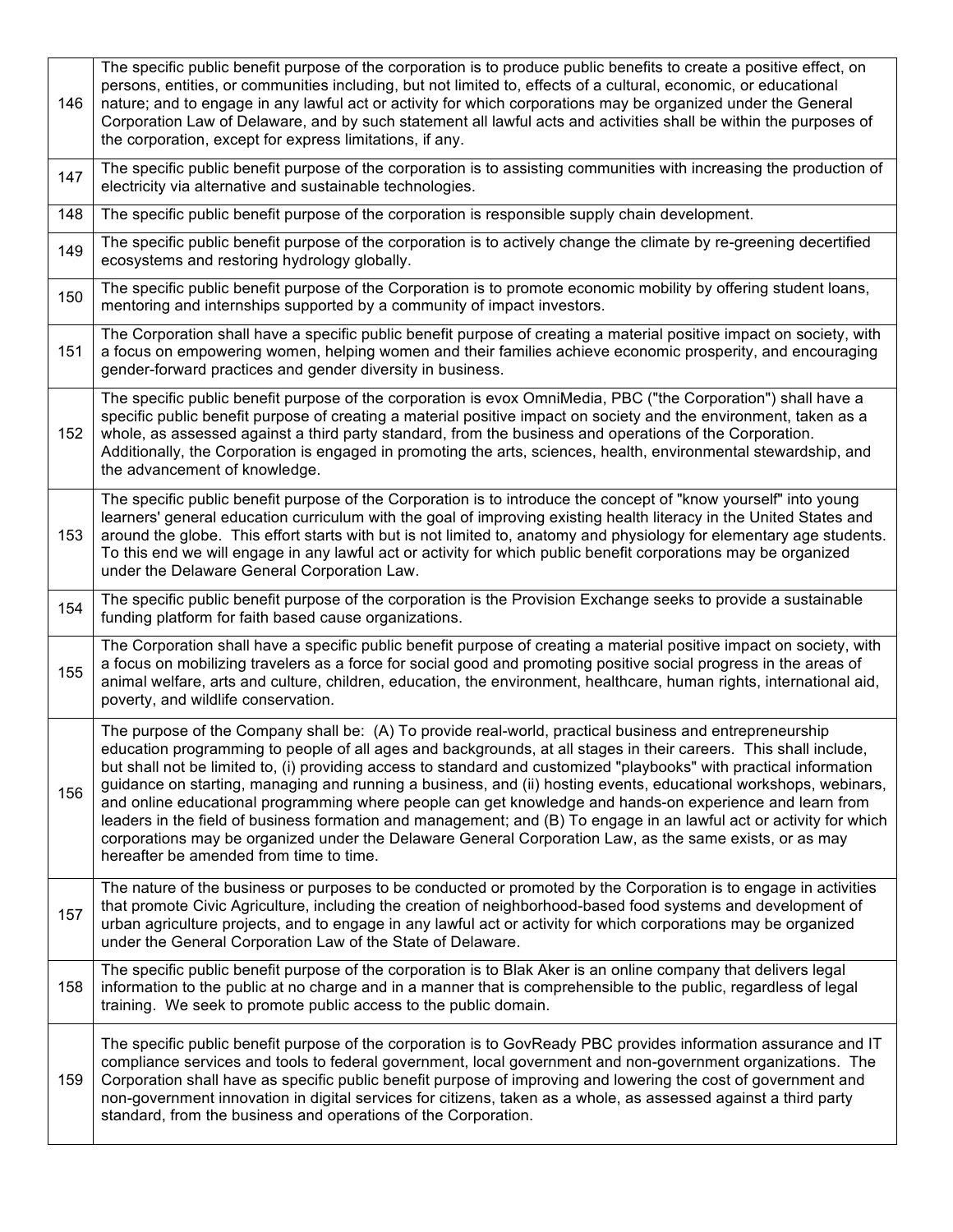| | |
|---|---|
| 146 | The specific public benefit purpose of the corporation is to produce public benefits to create a positive effect, on persons, entities, or communities including, but not limited to, effects of a cultural, economic, or educational nature; and to engage in any lawful act or activity for which corporations may be organized under the General Corporation Law of Delaware, and by such statement all lawful acts and activities shall be within the purposes of the corporation, except for express limitations, if any. |
| 147 | The specific public benefit purpose of the corporation is to assisting communities with increasing the production of electricity via alternative and sustainable technologies. |
| 148 | The specific public benefit purpose of the corporation is responsible supply chain development. |
| 149 | The specific public benefit purpose of the corporation is to actively change the climate by re-greening decertified ecosystems and restoring hydrology globally. |
| 150 | The specific public benefit purpose of the Corporation is to promote economic mobility by offering student loans, mentoring and internships supported by a community of impact investors. |
| 151 | The Corporation shall have a specific public benefit purpose of creating a material positive impact on society, with a focus on empowering women, helping women and their families achieve economic prosperity, and encouraging gender-forward practices and gender diversity in business. |
| 152 | The specific public benefit purpose of the corporation is evox OmniMedia, PBC ("the Corporation") shall have a specific public benefit purpose of creating a material positive impact on society and the environment, taken as a whole, as assessed against a third party standard, from the business and operations of the Corporation. Additionally, the Corporation is engaged in promoting the arts, sciences, health, environmental stewardship, and the advancement of knowledge. |
| 153 | The specific public benefit purpose of the Corporation is to introduce the concept of "know yourself" into young learners' general education curriculum with the goal of improving existing health literacy in the United States and around the globe. This effort starts with but is not limited to, anatomy and physiology for elementary age students. To this end we will engage in any lawful act or activity for which public benefit corporations may be organized under the Delaware General Corporation Law. |
| 154 | The specific public benefit purpose of the corporation is the Provision Exchange seeks to provide a sustainable funding platform for faith based cause organizations. |
| 155 | The Corporation shall have a specific public benefit purpose of creating a material positive impact on society, with a focus on mobilizing travelers as a force for social good and promoting positive social progress in the areas of animal welfare, arts and culture, children, education, the environment, healthcare, human rights, international aid, poverty, and wildlife conservation. |
| 156 | The purpose of the Company shall be: (A) To provide real-world, practical business and entrepreneurship education programming to people of all ages and backgrounds, at all stages in their careers. This shall include, but shall not be limited to, (i) providing access to standard and customized "playbooks" with practical information guidance on starting, managing and running a business, and (ii) hosting events, educational workshops, webinars, and online educational programming where people can get knowledge and hands-on experience and learn from leaders in the field of business formation and management; and (B) To engage in an lawful act or activity for which corporations may be organized under the Delaware General Corporation Law, as the same exists, or as may hereafter be amended from time to time. |
| 157 | The nature of the business or purposes to be conducted or promoted by the Corporation is to engage in activities that promote Civic Agriculture, including the creation of neighborhood-based food systems and development of urban agriculture projects, and to engage in any lawful act or activity for which corporations may be organized under the General Corporation Law of the State of Delaware. |
| 158 | The specific public benefit purpose of the corporation is to Blak Aker is an online company that delivers legal information to the public at no charge and in a manner that is comprehensible to the public, regardless of legal training. We seek to promote public access to the public domain. |
| 159 | The specific public benefit purpose of the corporation is to GovReady PBC provides information assurance and IT compliance services and tools to federal government, local government and non-government organizations. The Corporation shall have as specific public benefit purpose of improving and lowering the cost of government and non-government innovation in digital services for citizens, taken as a whole, as assessed against a third party standard, from the business and operations of the Corporation. |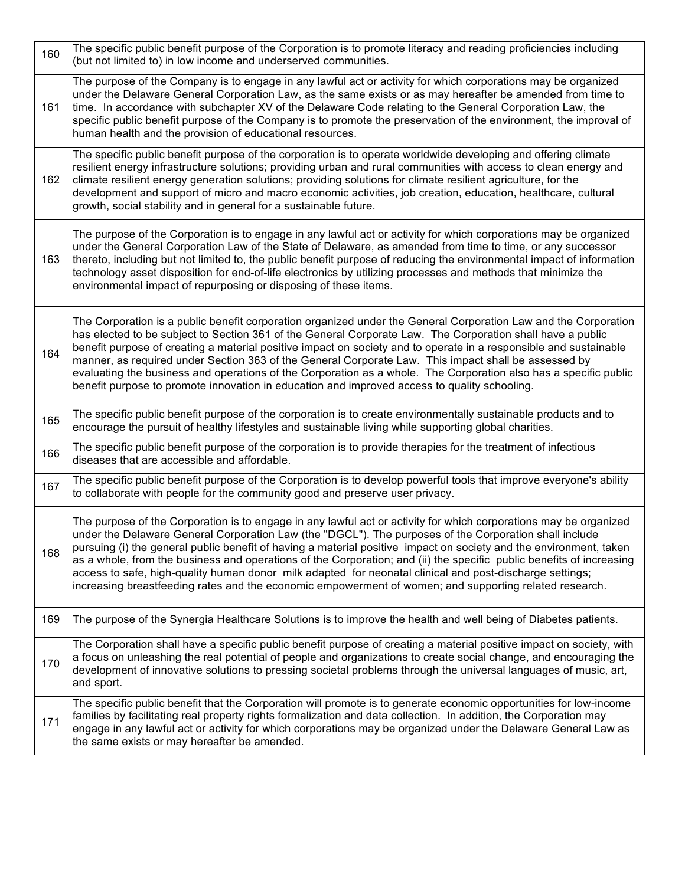| | |
|---|---|
| 160 | The specific public benefit purpose of the Corporation is to promote literacy and reading proficiencies including (but not limited to) in low income and underserved communities. |
| 161 | The purpose of the Company is to engage in any lawful act or activity for which corporations may be organized under the Delaware General Corporation Law, as the same exists or as may hereafter be amended from time to time. In accordance with subchapter XV of the Delaware Code relating to the General Corporation Law, the specific public benefit purpose of the Company is to promote the preservation of the environment, the improval of human health and the provision of educational resources. |
| 162 | The specific public benefit purpose of the corporation is to operate worldwide developing and offering climate resilient energy infrastructure solutions; providing urban and rural communities with access to clean energy and climate resilient energy generation solutions; providing solutions for climate resilient agriculture, for the development and support of micro and macro economic activities, job creation, education, healthcare, cultural growth, social stability and in general for a sustainable future. |
| 163 | The purpose of the Corporation is to engage in any lawful act or activity for which corporations may be organized under the General Corporation Law of the State of Delaware, as amended from time to time, or any successor thereto, including but not limited to, the public benefit purpose of reducing the environmental impact of information technology asset disposition for end-of-life electronics by utilizing processes and methods that minimize the environmental impact of repurposing or disposing of these items. |
| 164 | The Corporation is a public benefit corporation organized under the General Corporation Law and the Corporation has elected to be subject to Section 361 of the General Corporate Law. The Corporation shall have a public benefit purpose of creating a material positive impact on society and to operate in a responsible and sustainable manner, as required under Section 363 of the General Corporate Law. This impact shall be assessed by evaluating the business and operations of the Corporation as a whole. The Corporation also has a specific public benefit purpose to promote innovation in education and improved access to quality schooling. |
| 165 | The specific public benefit purpose of the corporation is to create environmentally sustainable products and to encourage the pursuit of healthy lifestyles and sustainable living while supporting global charities. |
| 166 | The specific public benefit purpose of the corporation is to provide therapies for the treatment of infectious diseases that are accessible and affordable. |
| 167 | The specific public benefit purpose of the Corporation is to develop powerful tools that improve everyone's ability to collaborate with people for the community good and preserve user privacy. |
| 168 | The purpose of the Corporation is to engage in any lawful act or activity for which corporations may be organized under the Delaware General Corporation Law (the "DGCL"). The purposes of the Corporation shall include pursuing (i) the general public benefit of having a material positive impact on society and the environment, taken as a whole, from the business and operations of the Corporation; and (ii) the specific public benefits of increasing access to safe, high-quality human donor milk adapted for neonatal clinical and post-discharge settings; increasing breastfeeding rates and the economic empowerment of women; and supporting related research. |
| 169 | The purpose of the Synergia Healthcare Solutions is to improve the health and well being of Diabetes patients. |
| 170 | The Corporation shall have a specific public benefit purpose of creating a material positive impact on society, with a focus on unleashing the real potential of people and organizations to create social change, and encouraging the development of innovative solutions to pressing societal problems through the universal languages of music, art, and sport. |
| 171 | The specific public benefit that the Corporation will promote is to generate economic opportunities for low-income families by facilitating real property rights formalization and data collection. In addition, the Corporation may engage in any lawful act or activity for which corporations may be organized under the Delaware General Law as the same exists or may hereafter be amended. |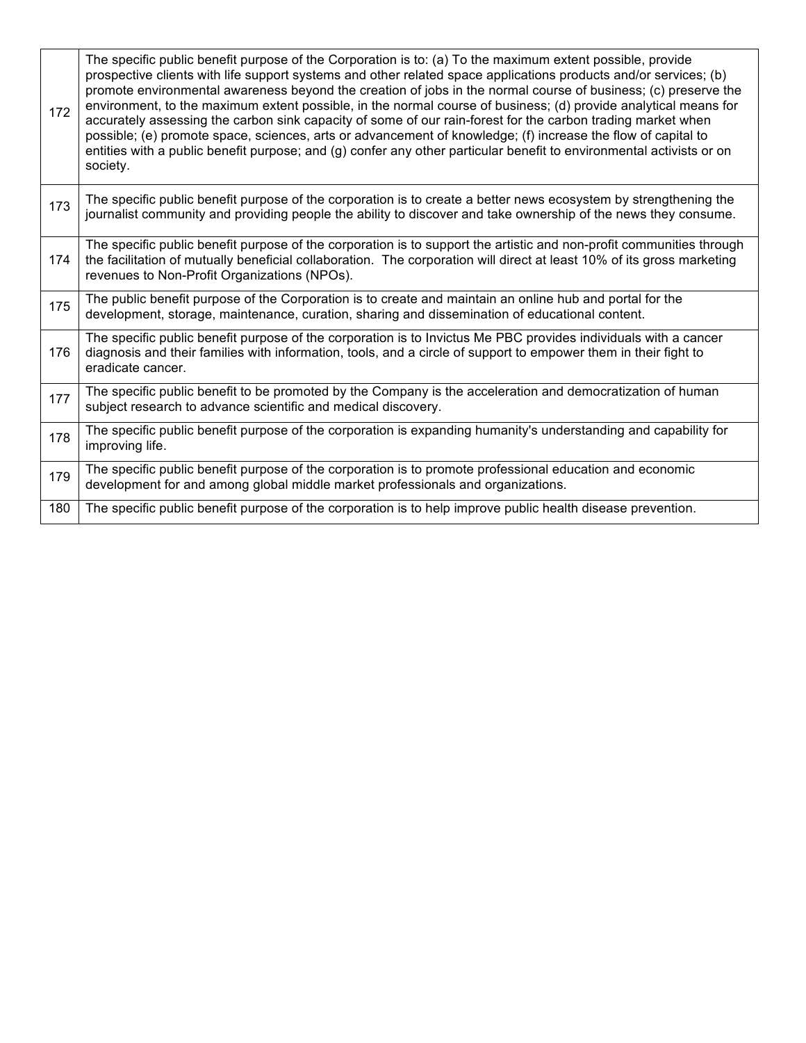| | |
|---|---|
| 172 | The specific public benefit purpose of the Corporation is to: (a) To the maximum extent possible, provide prospective clients with life support systems and other related space applications products and/or services; (b) promote environmental awareness beyond the creation of jobs in the normal course of business; (c) preserve the environment, to the maximum extent possible, in the normal course of business; (d) provide analytical means for accurately assessing the carbon sink capacity of some of our rain-forest for the carbon trading market when possible; (e) promote space, sciences, arts or advancement of knowledge; (f) increase the flow of capital to entities with a public benefit purpose; and (g) confer any other particular benefit to environmental activists or on society. |
| 173 | The specific public benefit purpose of the corporation is to create a better news ecosystem by strengthening the journalist community and providing people the ability to discover and take ownership of the news they consume. |
| 174 | The specific public benefit purpose of the corporation is to support the artistic and non-profit communities through the facilitation of mutually beneficial collaboration. The corporation will direct at least 10% of its gross marketing revenues to Non-Profit Organizations (NPOs). |
| 175 | The public benefit purpose of the Corporation is to create and maintain an online hub and portal for the development, storage, maintenance, curation, sharing and dissemination of educational content. |
| 176 | The specific public benefit purpose of the corporation is to Invictus Me PBC provides individuals with a cancer diagnosis and their families with information, tools, and a circle of support to empower them in their fight to eradicate cancer. |
| 177 | The specific public benefit to be promoted by the Company is the acceleration and democratization of human subject research to advance scientific and medical discovery. |
| 178 | The specific public benefit purpose of the corporation is expanding humanity's understanding and capability for improving life. |
| 179 | The specific public benefit purpose of the corporation is to promote professional education and economic development for and among global middle market professionals and organizations. |
| 180 | The specific public benefit purpose of the corporation is to help improve public health disease prevention. |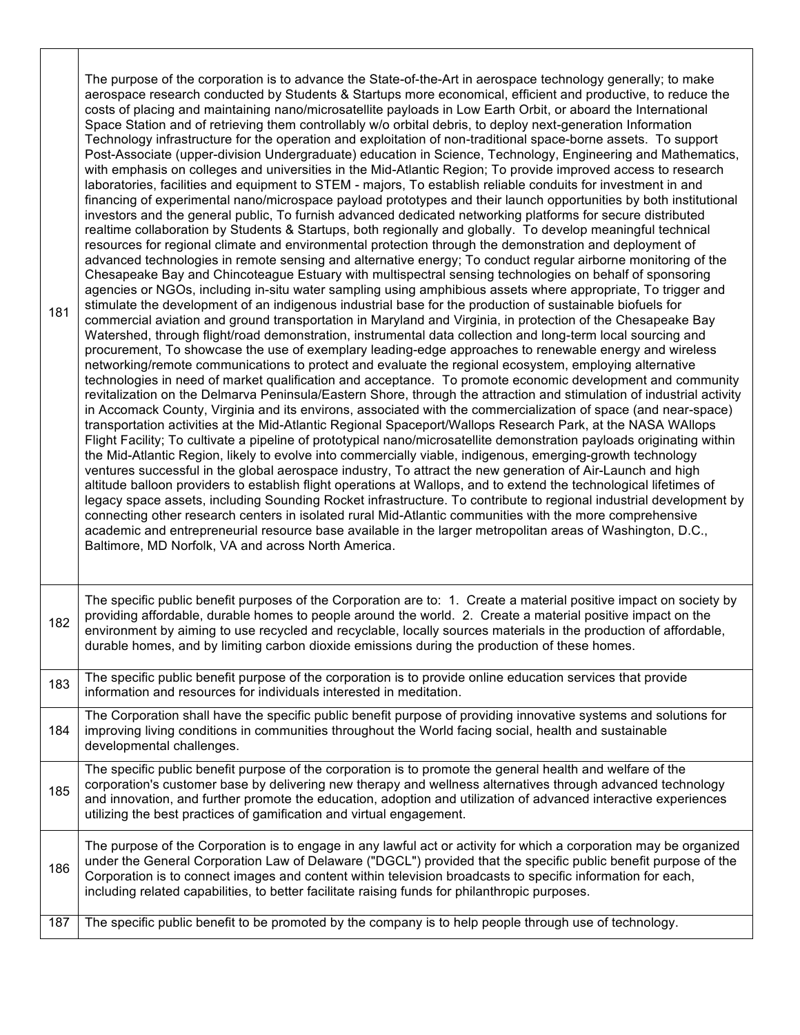| | |
|---|---|
| 181 | The purpose of the corporation is to advance the State-of-the-Art in aerospace technology generally; to make aerospace research conducted by Students & Startups more economical, efficient and productive, to reduce the costs of placing and maintaining nano/microsatellite payloads in Low Earth Orbit, or aboard the International Space Station and of retrieving them controllably w/o orbital debris, to deploy next-generation Information Technology infrastructure for the operation and exploitation of non-traditional space-borne assets. To support Post-Associate (upper-division Undergraduate) education in Science, Technology, Engineering and Mathematics, with emphasis on colleges and universities in the Mid-Atlantic Region; To provide improved access to research laboratories, facilities and equipment to STEM - majors, To establish reliable conduits for investment in and financing of experimental nano/microspace payload prototypes and their launch opportunities by both institutional investors and the general public, To furnish advanced dedicated networking platforms for secure distributed realtime collaboration by Students & Startups, both regionally and globally. To develop meaningful technical resources for regional climate and environmental protection through the demonstration and deployment of advanced technologies in remote sensing and alternative energy; To conduct regular airborne monitoring of the Chesapeake Bay and Chincoteague Estuary with multispectral sensing technologies on behalf of sponsoring agencies or NGOs, including in-situ water sampling using amphibious assets where appropriate, To trigger and stimulate the development of an indigenous industrial base for the production of sustainable biofuels for commercial aviation and ground transportation in Maryland and Virginia, in protection of the Chesapeake Bay Watershed, through flight/road demonstration, instrumental data collection and long-term local sourcing and procurement, To showcase the use of exemplary leading-edge approaches to renewable energy and wireless networking/remote communications to protect and evaluate the regional ecosystem, employing alternative technologies in need of market qualification and acceptance. To promote economic development and community revitalization on the Delmarva Peninsula/Eastern Shore, through the attraction and stimulation of industrial activity in Accomack County, Virginia and its environs, associated with the commercialization of space (and near-space) transportation activities at the Mid-Atlantic Regional Spaceport/Wallops Research Park, at the NASA WAllops Flight Facility; To cultivate a pipeline of prototypical nano/microsatellite demonstration payloads originating within the Mid-Atlantic Region, likely to evolve into commercially viable, indigenous, emerging-growth technology ventures successful in the global aerospace industry, To attract the new generation of Air-Launch and high altitude balloon providers to establish flight operations at Wallops, and to extend the technological lifetimes of legacy space assets, including Sounding Rocket infrastructure. To contribute to regional industrial development by connecting other research centers in isolated rural Mid-Atlantic communities with the more comprehensive academic and entrepreneurial resource base available in the larger metropolitan areas of Washington, D.C., Baltimore, MD Norfolk, VA and across North America. |
| 182 | The specific public benefit purposes of the Corporation are to: 1. Create a material positive impact on society by providing affordable, durable homes to people around the world. 2. Create a material positive impact on the environment by aiming to use recycled and recyclable, locally sources materials in the production of affordable, durable homes, and by limiting carbon dioxide emissions during the production of these homes. |
| 183 | The specific public benefit purpose of the corporation is to provide online education services that provide information and resources for individuals interested in meditation. |
| 184 | The Corporation shall have the specific public benefit purpose of providing innovative systems and solutions for improving living conditions in communities throughout the World facing social, health and sustainable developmental challenges. |
| 185 | The specific public benefit purpose of the corporation is to promote the general health and welfare of the corporation's customer base by delivering new therapy and wellness alternatives through advanced technology and innovation, and further promote the education, adoption and utilization of advanced interactive experiences utilizing the best practices of gamification and virtual engagement. |
| 186 | The purpose of the Corporation is to engage in any lawful act or activity for which a corporation may be organized under the General Corporation Law of Delaware ("DGCL") provided that the specific public benefit purpose of the Corporation is to connect images and content within television broadcasts to specific information for each, including related capabilities, to better facilitate raising funds for philanthropic purposes. |
| 187 | The specific public benefit to be promoted by the company is to help people through use of technology. |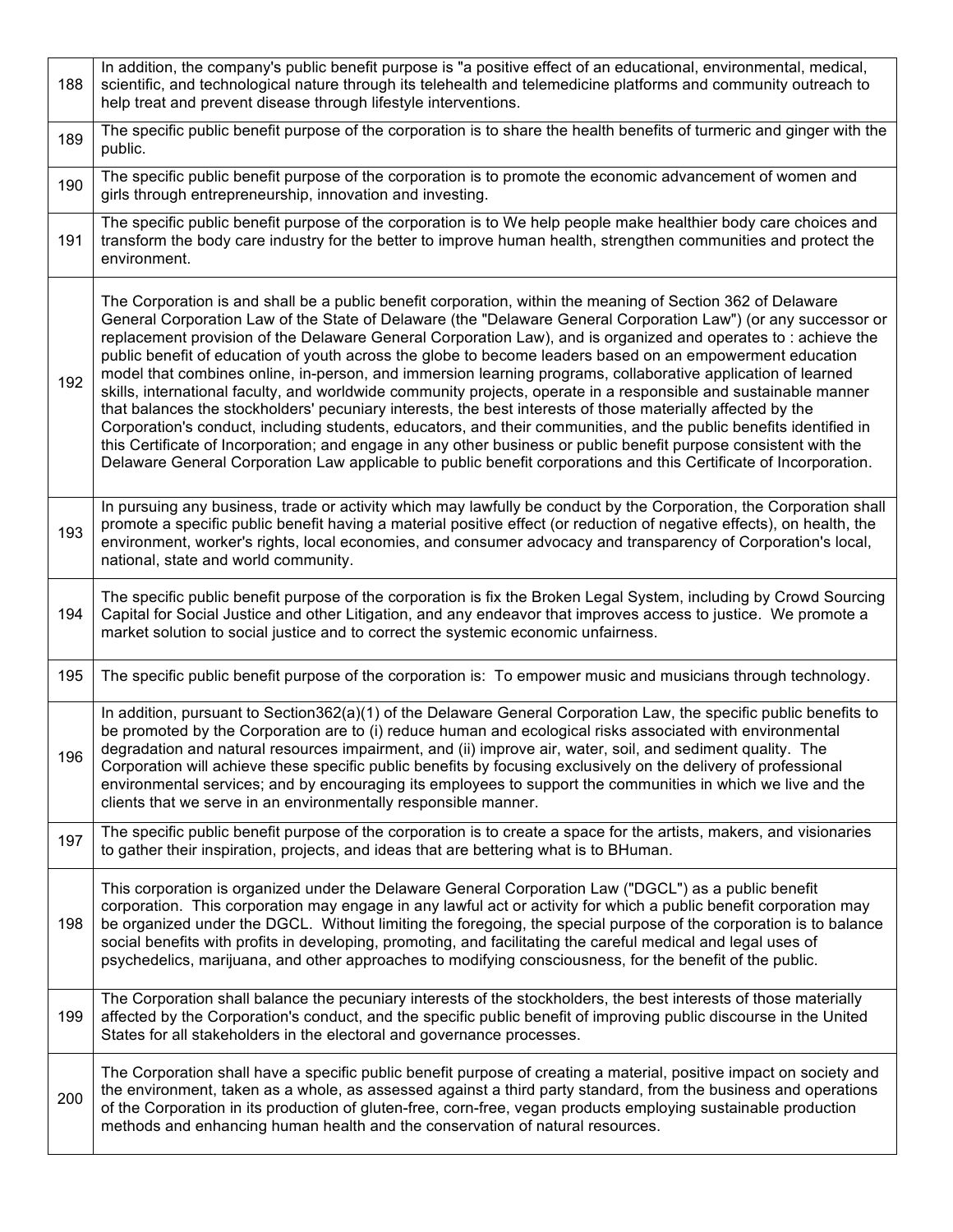| | |
|---|---|
| 188 | In addition, the company's public benefit purpose is "a positive effect of an educational, environmental, medical, scientific, and technological nature through its telehealth and telemedicine platforms and community outreach to help treat and prevent disease through lifestyle interventions. |
| 189 | The specific public benefit purpose of the corporation is to share the health benefits of turmeric and ginger with the public. |
| 190 | The specific public benefit purpose of the corporation is to promote the economic advancement of women and girls through entrepreneurship, innovation and investing. |
| 191 | The specific public benefit purpose of the corporation is to We help people make healthier body care choices and transform the body care industry for the better to improve human health, strengthen communities and protect the environment. |
| 192 | The Corporation is and shall be a public benefit corporation, within the meaning of Section 362 of Delaware General Corporation Law of the State of Delaware (the "Delaware General Corporation Law") (or any successor or replacement provision of the Delaware General Corporation Law), and is organized and operates to : achieve the public benefit of education of youth across the globe to become leaders based on an empowerment education model that combines online, in-person, and immersion learning programs, collaborative application of learned skills, international faculty, and worldwide community projects, operate in a responsible and sustainable manner that balances the stockholders' pecuniary interests, the best interests of those materially affected by the Corporation's conduct, including students, educators, and their communities, and the public benefits identified in this Certificate of Incorporation; and engage in any other business or public benefit purpose consistent with the Delaware General Corporation Law applicable to public benefit corporations and this Certificate of Incorporation. |
| 193 | In pursuing any business, trade or activity which may lawfully be conduct by the Corporation, the Corporation shall promote a specific public benefit having a material positive effect (or reduction of negative effects), on health, the environment, worker's rights, local economies, and consumer advocacy and transparency of Corporation's local, national, state and world community. |
| 194 | The specific public benefit purpose of the corporation is fix the Broken Legal System, including by Crowd Sourcing Capital for Social Justice and other Litigation, and any endeavor that improves access to justice. We promote a market solution to social justice and to correct the systemic economic unfairness. |
| 195 | The specific public benefit purpose of the corporation is: To empower music and musicians through technology. |
| 196 | In addition, pursuant to Section362(a)(1) of the Delaware General Corporation Law, the specific public benefits to be promoted by the Corporation are to (i) reduce human and ecological risks associated with environmental degradation and natural resources impairment, and (ii) improve air, water, soil, and sediment quality. The Corporation will achieve these specific public benefits by focusing exclusively on the delivery of professional environmental services; and by encouraging its employees to support the communities in which we live and the clients that we serve in an environmentally responsible manner. |
| 197 | The specific public benefit purpose of the corporation is to create a space for the artists, makers, and visionaries to gather their inspiration, projects, and ideas that are bettering what is to BHuman. |
| 198 | This corporation is organized under the Delaware General Corporation Law ("DGCL") as a public benefit corporation. This corporation may engage in any lawful act or activity for which a public benefit corporation may be organized under the DGCL. Without limiting the foregoing, the special purpose of the corporation is to balance social benefits with profits in developing, promoting, and facilitating the careful medical and legal uses of psychedelics, marijuana, and other approaches to modifying consciousness, for the benefit of the public. |
| 199 | The Corporation shall balance the pecuniary interests of the stockholders, the best interests of those materially affected by the Corporation's conduct, and the specific public benefit of improving public discourse in the United States for all stakeholders in the electoral and governance processes. |
| 200 | The Corporation shall have a specific public benefit purpose of creating a material, positive impact on society and the environment, taken as a whole, as assessed against a third party standard, from the business and operations of the Corporation in its production of gluten-free, corn-free, vegan products employing sustainable production methods and enhancing human health and the conservation of natural resources. |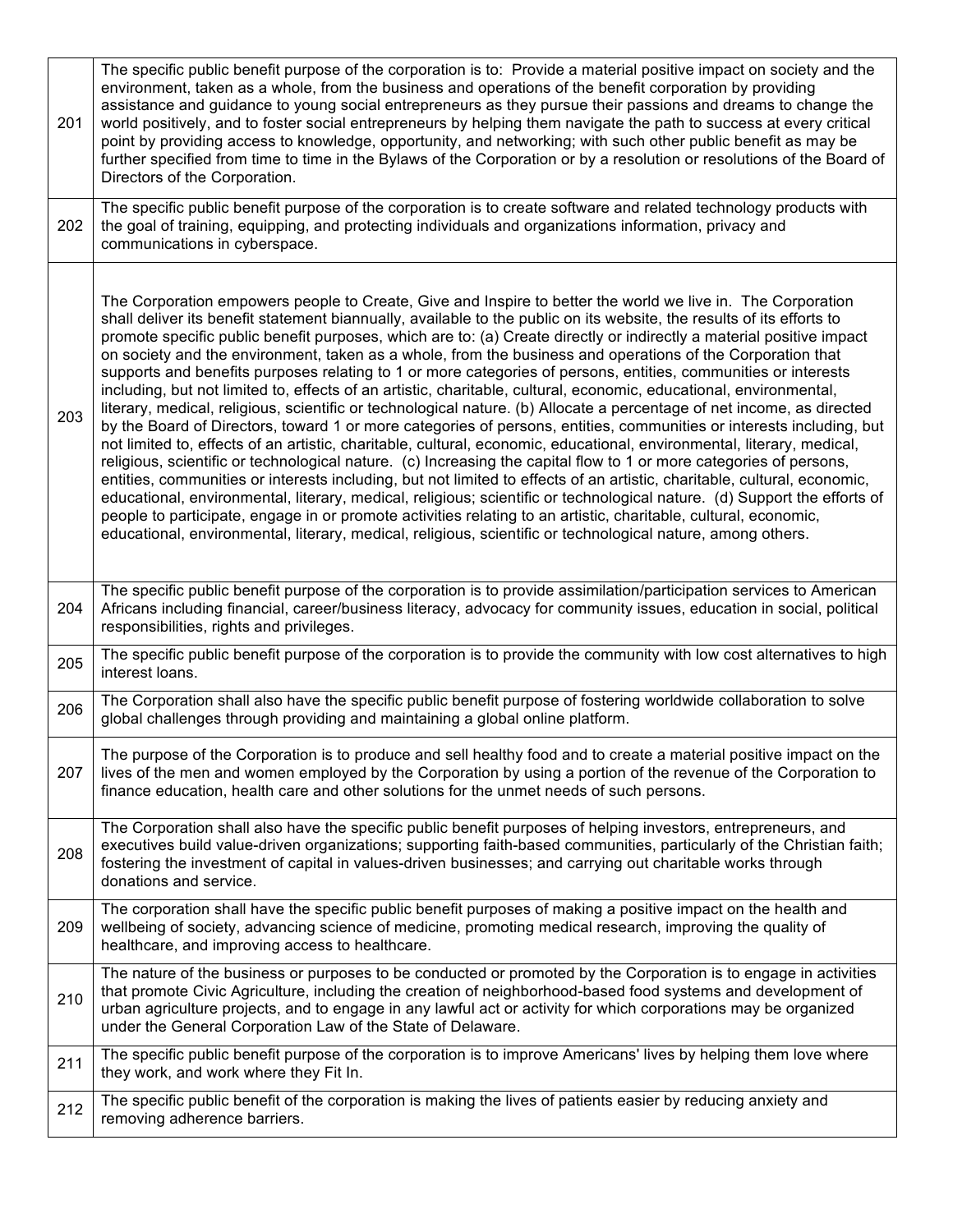| | |
|---|---|
| 201 | The specific public benefit purpose of the corporation is to: Provide a material positive impact on society and the environment, taken as a whole, from the business and operations of the benefit corporation by providing assistance and guidance to young social entrepreneurs as they pursue their passions and dreams to change the world positively, and to foster social entrepreneurs by helping them navigate the path to success at every critical point by providing access to knowledge, opportunity, and networking; with such other public benefit as may be further specified from time to time in the Bylaws of the Corporation or by a resolution or resolutions of the Board of Directors of the Corporation. |
| 202 | The specific public benefit purpose of the corporation is to create software and related technology products with the goal of training, equipping, and protecting individuals and organizations information, privacy and communications in cyberspace. |
| 203 | The Corporation empowers people to Create, Give and Inspire to better the world we live in. The Corporation shall deliver its benefit statement biannually, available to the public on its website, the results of its efforts to promote specific public benefit purposes, which are to: (a) Create directly or indirectly a material positive impact on society and the environment, taken as a whole, from the business and operations of the Corporation that supports and benefits purposes relating to 1 or more categories of persons, entities, communities or interests including, but not limited to, effects of an artistic, charitable, cultural, economic, educational, environmental, literary, medical, religious, scientific or technological nature. (b) Allocate a percentage of net income, as directed by the Board of Directors, toward 1 or more categories of persons, entities, communities or interests including, but not limited to, effects of an artistic, charitable, cultural, economic, educational, environmental, literary, medical, religious, scientific or technological nature. (c) Increasing the capital flow to 1 or more categories of persons, entities, communities or interests including, but not limited to effects of an artistic, charitable, cultural, economic, educational, environmental, literary, medical, religious; scientific or technological nature. (d) Support the efforts of people to participate, engage in or promote activities relating to an artistic, charitable, cultural, economic, educational, environmental, literary, medical, religious, scientific or technological nature, among others. |
| 204 | The specific public benefit purpose of the corporation is to provide assimilation/participation services to American Africans including financial, career/business literacy, advocacy for community issues, education in social, political responsibilities, rights and privileges. |
| 205 | The specific public benefit purpose of the corporation is to provide the community with low cost alternatives to high interest loans. |
| 206 | The Corporation shall also have the specific public benefit purpose of fostering worldwide collaboration to solve global challenges through providing and maintaining a global online platform. |
| 207 | The purpose of the Corporation is to produce and sell healthy food and to create a material positive impact on the lives of the men and women employed by the Corporation by using a portion of the revenue of the Corporation to finance education, health care and other solutions for the unmet needs of such persons. |
| 208 | The Corporation shall also have the specific public benefit purposes of helping investors, entrepreneurs, and executives build value-driven organizations; supporting faith-based communities, particularly of the Christian faith; fostering the investment of capital in values-driven businesses; and carrying out charitable works through donations and service. |
| 209 | The corporation shall have the specific public benefit purposes of making a positive impact on the health and wellbeing of society, advancing science of medicine, promoting medical research, improving the quality of healthcare, and improving access to healthcare. |
| 210 | The nature of the business or purposes to be conducted or promoted by the Corporation is to engage in activities that promote Civic Agriculture, including the creation of neighborhood-based food systems and development of urban agriculture projects, and to engage in any lawful act or activity for which corporations may be organized under the General Corporation Law of the State of Delaware. |
| 211 | The specific public benefit purpose of the corporation is to improve Americans' lives by helping them love where they work, and work where they Fit In. |
| 212 | The specific public benefit of the corporation is making the lives of patients easier by reducing anxiety and removing adherence barriers. |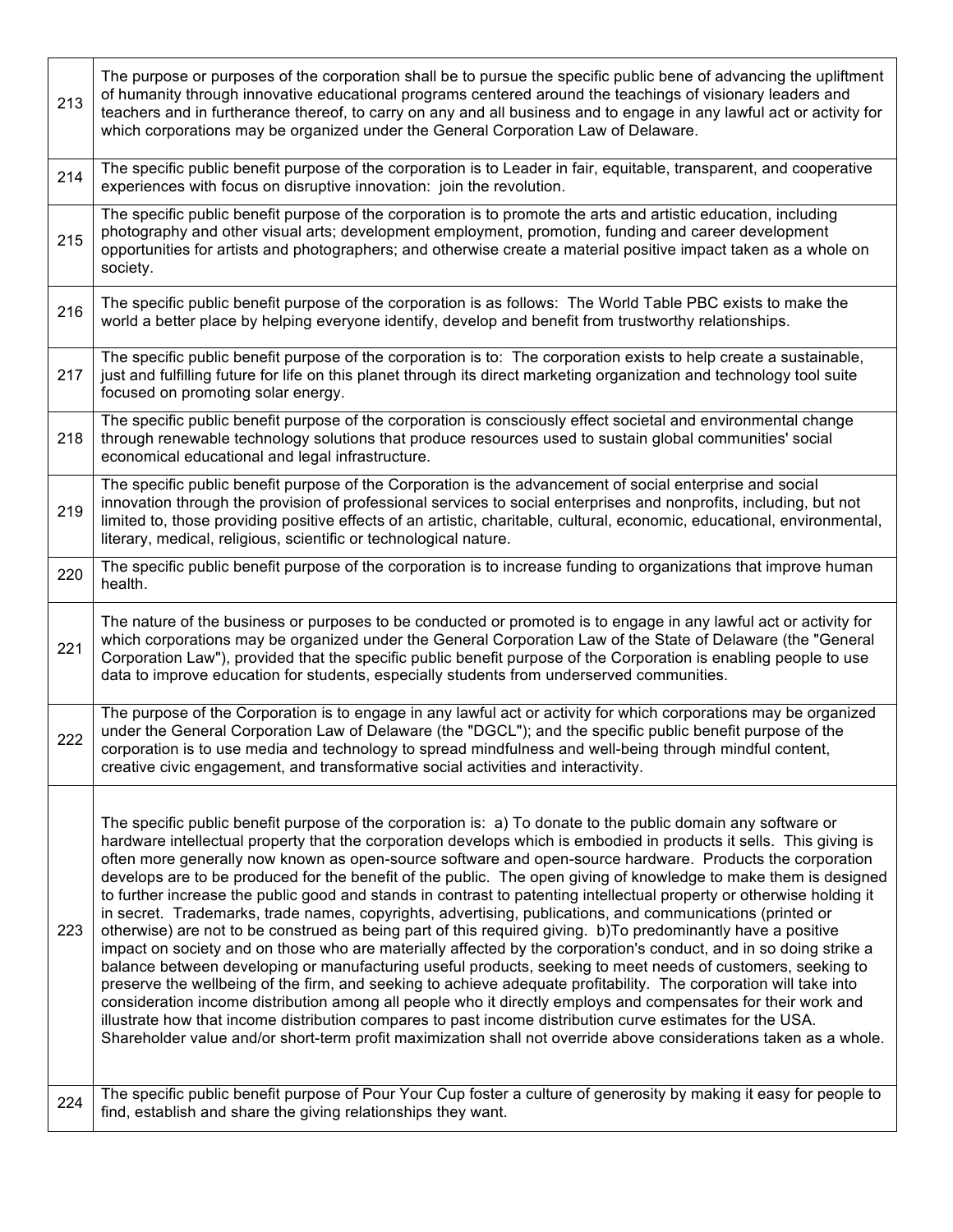| | |
|---|---|
| 213 | The purpose or purposes of the corporation shall be to pursue the specific public bene of advancing the upliftment of humanity through innovative educational programs centered around the teachings of visionary leaders and teachers and in furtherance thereof, to carry on any and all business and to engage in any lawful act or activity for which corporations may be organized under the General Corporation Law of Delaware. |
| 214 | The specific public benefit purpose of the corporation is to Leader in fair, equitable, transparent, and cooperative experiences with focus on disruptive innovation: join the revolution. |
| 215 | The specific public benefit purpose of the corporation is to promote the arts and artistic education, including photography and other visual arts; development employment, promotion, funding and career development opportunities for artists and photographers; and otherwise create a material positive impact taken as a whole on society. |
| 216 | The specific public benefit purpose of the corporation is as follows: The World Table PBC exists to make the world a better place by helping everyone identify, develop and benefit from trustworthy relationships. |
| 217 | The specific public benefit purpose of the corporation is to: The corporation exists to help create a sustainable, just and fulfilling future for life on this planet through its direct marketing organization and technology tool suite focused on promoting solar energy. |
| 218 | The specific public benefit purpose of the corporation is consciously effect societal and environmental change through renewable technology solutions that produce resources used to sustain global communities' social economical educational and legal infrastructure. |
| 219 | The specific public benefit purpose of the Corporation is the advancement of social enterprise and social innovation through the provision of professional services to social enterprises and nonprofits, including, but not limited to, those providing positive effects of an artistic, charitable, cultural, economic, educational, environmental, literary, medical, religious, scientific or technological nature. |
| 220 | The specific public benefit purpose of the corporation is to increase funding to organizations that improve human health. |
| 221 | The nature of the business or purposes to be conducted or promoted is to engage in any lawful act or activity for which corporations may be organized under the General Corporation Law of the State of Delaware (the "General Corporation Law"), provided that the specific public benefit purpose of the Corporation is enabling people to use data to improve education for students, especially students from underserved communities. |
| 222 | The purpose of the Corporation is to engage in any lawful act or activity for which corporations may be organized under the General Corporation Law of Delaware (the "DGCL"); and the specific public benefit purpose of the corporation is to use media and technology to spread mindfulness and well-being through mindful content, creative civic engagement, and transformative social activities and interactivity. |
| 223 | The specific public benefit purpose of the corporation is: a) To donate to the public domain any software or hardware intellectual property that the corporation develops which is embodied in products it sells. This giving is often more generally now known as open-source software and open-source hardware. Products the corporation develops are to be produced for the benefit of the public. The open giving of knowledge to make them is designed to further increase the public good and stands in contrast to patenting intellectual property or otherwise holding it in secret. Trademarks, trade names, copyrights, advertising, publications, and communications (printed or otherwise) are not to be construed as being part of this required giving. b)To predominantly have a positive impact on society and on those who are materially affected by the corporation's conduct, and in so doing strike a balance between developing or manufacturing useful products, seeking to meet needs of customers, seeking to preserve the wellbeing of the firm, and seeking to achieve adequate profitability. The corporation will take into consideration income distribution among all people who it directly employs and compensates for their work and illustrate how that income distribution compares to past income distribution curve estimates for the USA. Shareholder value and/or short-term profit maximization shall not override above considerations taken as a whole. |
| 224 | The specific public benefit purpose of Pour Your Cup foster a culture of generosity by making it easy for people to find, establish and share the giving relationships they want. |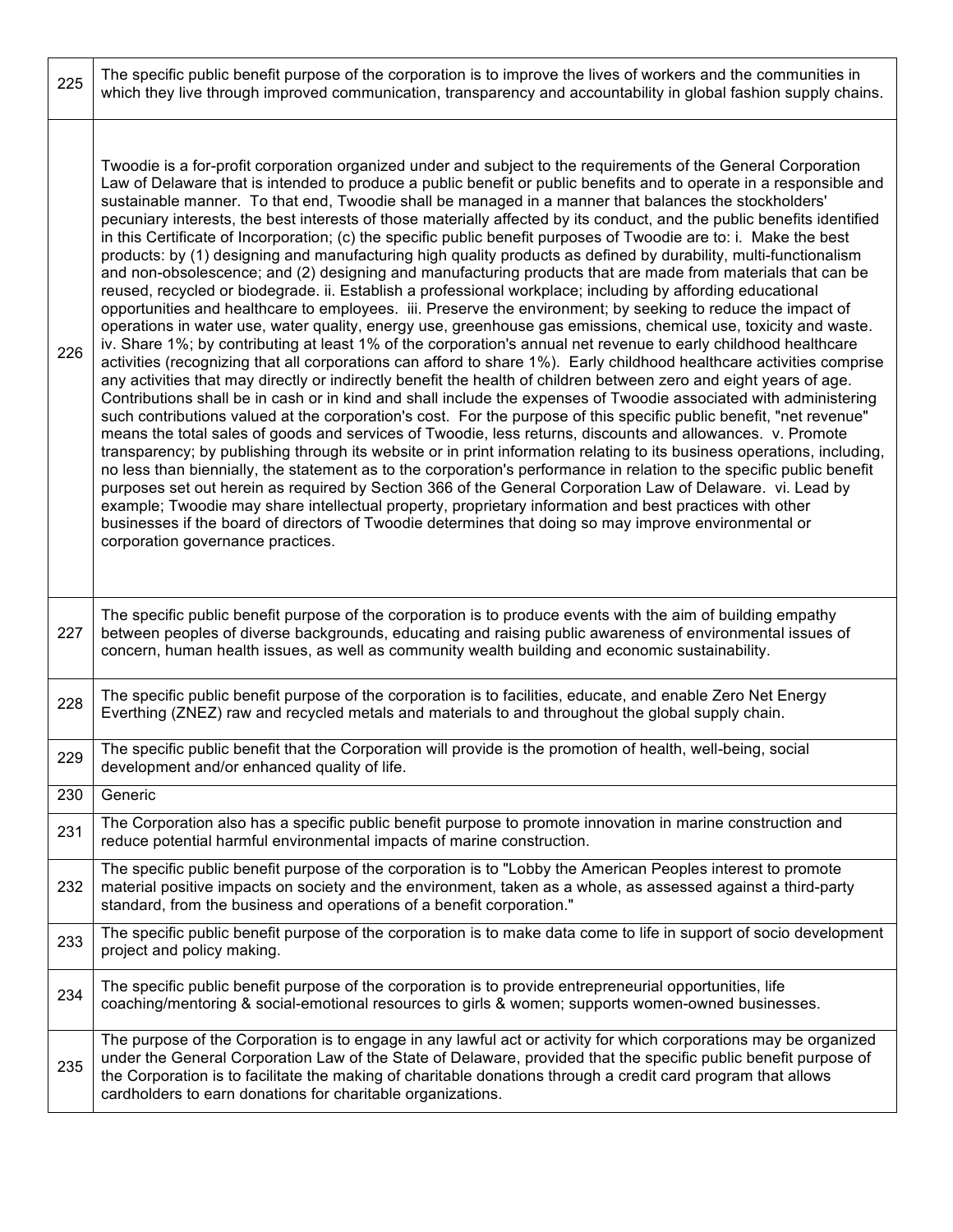| | |
|---|---|
| 225 | The specific public benefit purpose of the corporation is to improve the lives of workers and the communities in which they live through improved communication, transparency and accountability in global fashion supply chains. |
| 226 | Twoodie is a for-profit corporation organized under and subject to the requirements of the General Corporation Law of Delaware that is intended to produce a public benefit or public benefits and to operate in a responsible and sustainable manner. To that end, Twoodie shall be managed in a manner that balances the stockholders' pecuniary interests, the best interests of those materially affected by its conduct, and the public benefits identified in this Certificate of Incorporation; (c) the specific public benefit purposes of Twoodie are to: i. Make the best products: by (1) designing and manufacturing high quality products as defined by durability, multi-functionalism and non-obsolescence; and (2) designing and manufacturing products that are made from materials that can be reused, recycled or biodegrade. ii. Establish a professional workplace; including by affording educational opportunities and healthcare to employees. iii. Preserve the environment; by seeking to reduce the impact of operations in water use, water quality, energy use, greenhouse gas emissions, chemical use, toxicity and waste. iv. Share 1%; by contributing at least 1% of the corporation's annual net revenue to early childhood healthcare activities (recognizing that all corporations can afford to share 1%). Early childhood healthcare activities comprise any activities that may directly or indirectly benefit the health of children between zero and eight years of age. Contributions shall be in cash or in kind and shall include the expenses of Twoodie associated with administering such contributions valued at the corporation's cost. For the purpose of this specific public benefit, "net revenue" means the total sales of goods and services of Twoodie, less returns, discounts and allowances. v. Promote transparency; by publishing through its website or in print information relating to its business operations, including, no less than biennially, the statement as to the corporation's performance in relation to the specific public benefit purposes set out herein as required by Section 366 of the General Corporation Law of Delaware. vi. Lead by example; Twoodie may share intellectual property, proprietary information and best practices with other businesses if the board of directors of Twoodie determines that doing so may improve environmental or corporation governance practices. |
| 227 | The specific public benefit purpose of the corporation is to produce events with the aim of building empathy between peoples of diverse backgrounds, educating and raising public awareness of environmental issues of concern, human health issues, as well as community wealth building and economic sustainability. |
| 228 | The specific public benefit purpose of the corporation is to facilities, educate, and enable Zero Net Energy Everthing (ZNEZ) raw and recycled metals and materials to and throughout the global supply chain. |
| 229 | The specific public benefit that the Corporation will provide is the promotion of health, well-being, social development and/or enhanced quality of life. |
| 230 | Generic |
| 231 | The Corporation also has a specific public benefit purpose to promote innovation in marine construction and reduce potential harmful environmental impacts of marine construction. |
| 232 | The specific public benefit purpose of the corporation is to "Lobby the American Peoples interest to promote material positive impacts on society and the environment, taken as a whole, as assessed against a third-party standard, from the business and operations of a benefit corporation." |
| 233 | The specific public benefit purpose of the corporation is to make data come to life in support of socio development project and policy making. |
| 234 | The specific public benefit purpose of the corporation is to provide entrepreneurial opportunities, life coaching/mentoring & social-emotional resources to girls & women; supports women-owned businesses. |
| 235 | The purpose of the Corporation is to engage in any lawful act or activity for which corporations may be organized under the General Corporation Law of the State of Delaware, provided that the specific public benefit purpose of the Corporation is to facilitate the making of charitable donations through a credit card program that allows cardholders to earn donations for charitable organizations. |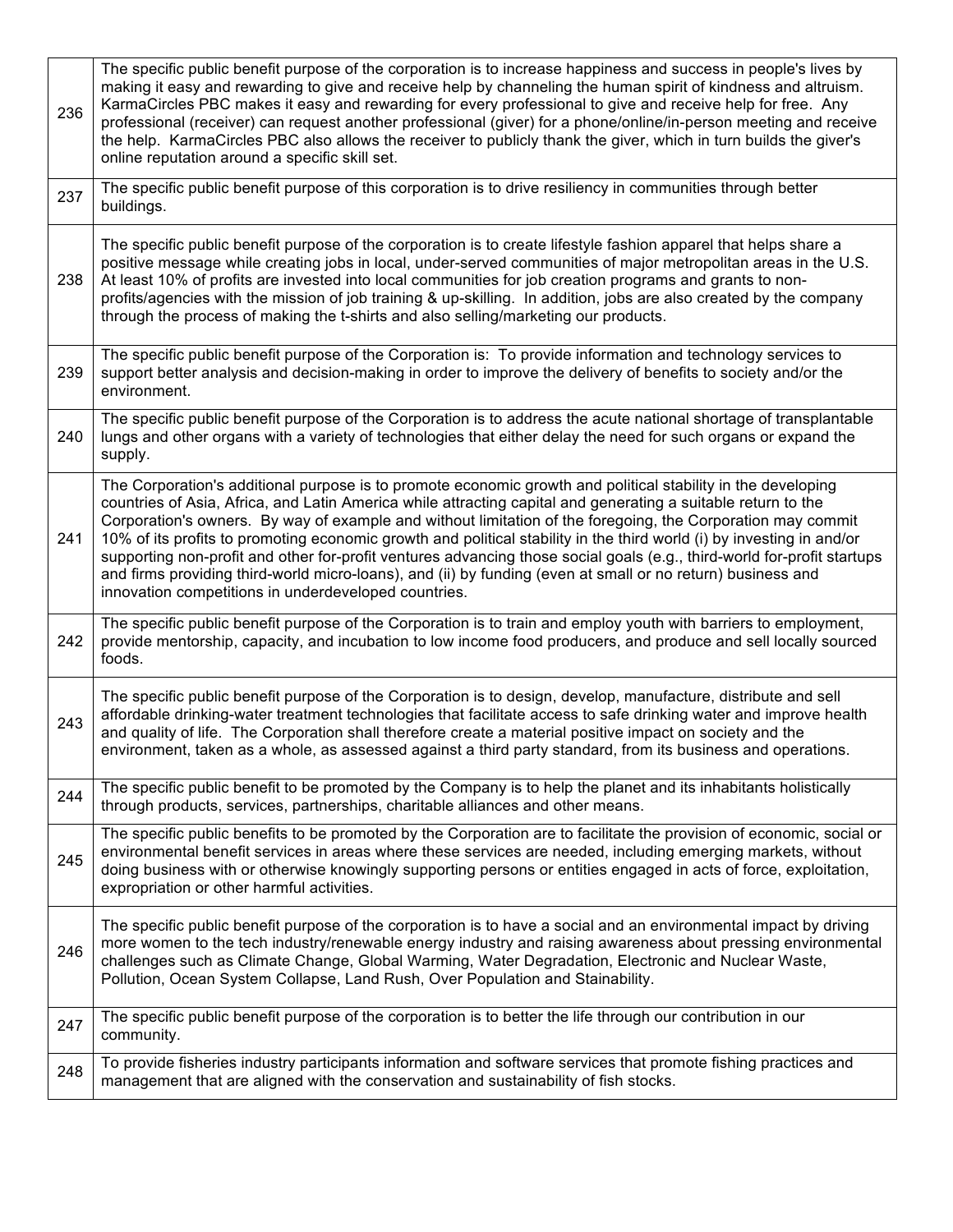| | |
|---|---|
| 236 | The specific public benefit purpose of the corporation is to increase happiness and success in people's lives by making it easy and rewarding to give and receive help by channeling the human spirit of kindness and altruism. KarmaCircles PBC makes it easy and rewarding for every professional to give and receive help for free. Any professional (receiver) can request another professional (giver) for a phone/online/in-person meeting and receive the help. KarmaCircles PBC also allows the receiver to publicly thank the giver, which in turn builds the giver's online reputation around a specific skill set. |
| 237 | The specific public benefit purpose of this corporation is to drive resiliency in communities through better buildings. |
| 238 | The specific public benefit purpose of the corporation is to create lifestyle fashion apparel that helps share a positive message while creating jobs in local, under-served communities of major metropolitan areas in the U.S. At least 10% of profits are invested into local communities for job creation programs and grants to non-profits/agencies with the mission of job training & up-skilling. In addition, jobs are also created by the company through the process of making the t-shirts and also selling/marketing our products. |
| 239 | The specific public benefit purpose of the Corporation is: To provide information and technology services to support better analysis and decision-making in order to improve the delivery of benefits to society and/or the environment. |
| 240 | The specific public benefit purpose of the Corporation is to address the acute national shortage of transplantable lungs and other organs with a variety of technologies that either delay the need for such organs or expand the supply. |
| 241 | The Corporation's additional purpose is to promote economic growth and political stability in the developing countries of Asia, Africa, and Latin America while attracting capital and generating a suitable return to the Corporation's owners. By way of example and without limitation of the foregoing, the Corporation may commit 10% of its profits to promoting economic growth and political stability in the third world (i) by investing in and/or supporting non-profit and other for-profit ventures advancing those social goals (e.g., third-world for-profit startups and firms providing third-world micro-loans), and (ii) by funding (even at small or no return) business and innovation competitions in underdeveloped countries. |
| 242 | The specific public benefit purpose of the Corporation is to train and employ youth with barriers to employment, provide mentorship, capacity, and incubation to low income food producers, and produce and sell locally sourced foods. |
| 243 | The specific public benefit purpose of the Corporation is to design, develop, manufacture, distribute and sell affordable drinking-water treatment technologies that facilitate access to safe drinking water and improve health and quality of life. The Corporation shall therefore create a material positive impact on society and the environment, taken as a whole, as assessed against a third party standard, from its business and operations. |
| 244 | The specific public benefit to be promoted by the Company is to help the planet and its inhabitants holistically through products, services, partnerships, charitable alliances and other means. |
| 245 | The specific public benefits to be promoted by the Corporation are to facilitate the provision of economic, social or environmental benefit services in areas where these services are needed, including emerging markets, without doing business with or otherwise knowingly supporting persons or entities engaged in acts of force, exploitation, expropriation or other harmful activities. |
| 246 | The specific public benefit purpose of the corporation is to have a social and an environmental impact by driving more women to the tech industry/renewable energy industry and raising awareness about pressing environmental challenges such as Climate Change, Global Warming, Water Degradation, Electronic and Nuclear Waste, Pollution, Ocean System Collapse, Land Rush, Over Population and Stainability. |
| 247 | The specific public benefit purpose of the corporation is to better the life through our contribution in our community. |
| 248 | To provide fisheries industry participants information and software services that promote fishing practices and management that are aligned with the conservation and sustainability of fish stocks. |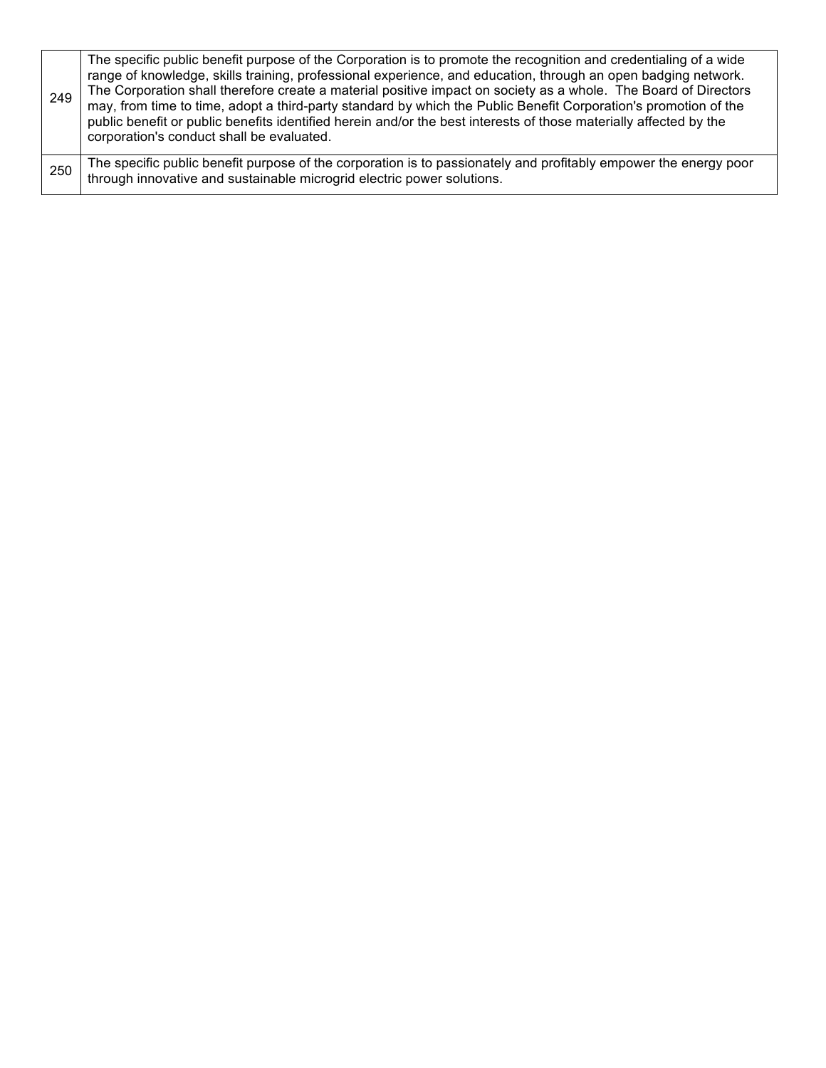| | |
|---|---|
| 249 | The specific public benefit purpose of the Corporation is to promote the recognition and credentialing of a wide range of knowledge, skills training, professional experience, and education, through an open badging network. The Corporation shall therefore create a material positive impact on society as a whole. The Board of Directors may, from time to time, adopt a third-party standard by which the Public Benefit Corporation's promotion of the public benefit or public benefits identified herein and/or the best interests of those materially affected by the corporation's conduct shall be evaluated. |
| 250 | The specific public benefit purpose of the corporation is to passionately and profitably empower the energy poor through innovative and sustainable microgrid electric power solutions. |